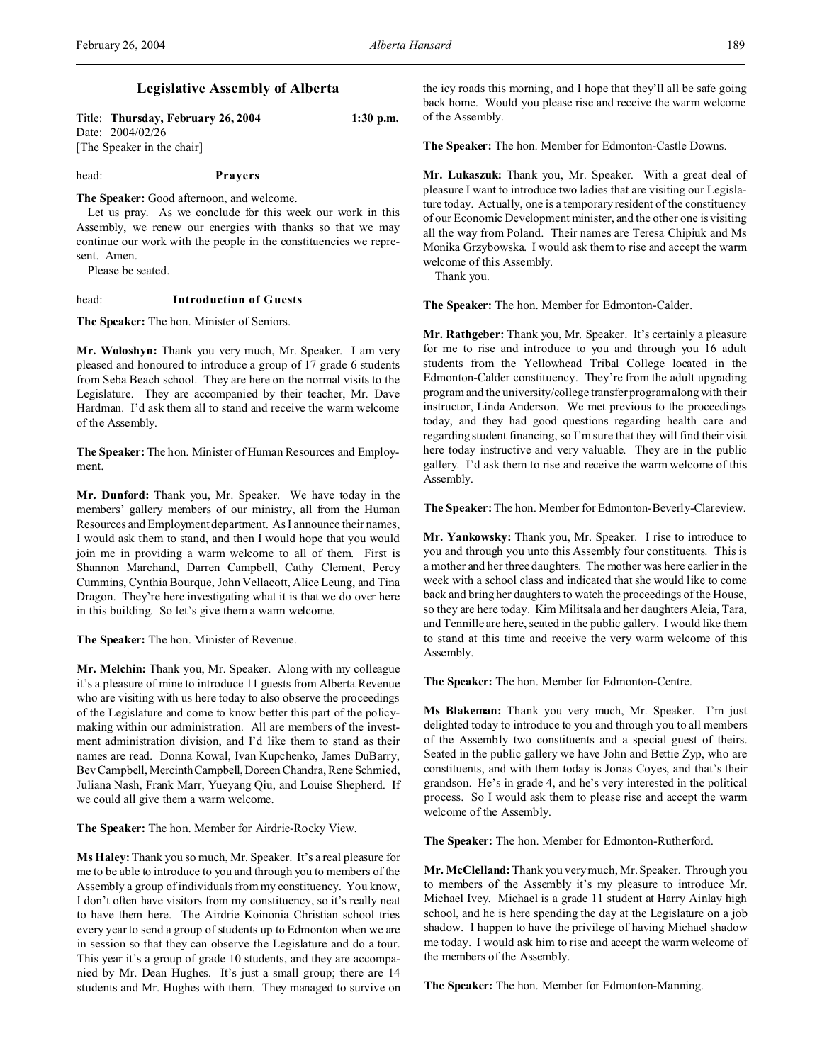# Legislative Assembly of Alberta

Title: **Thursday, February 26, 2004** 1:30 p.m.
Date: 2004/02/26
[The Speaker in the chair]

head: **Prayers**

**The Speaker:** Good afternoon, and welcome.

Let us pray. As we conclude for this week our work in this Assembly, we renew our energies with thanks so that we may continue our work with the people in the constituencies we represent. Amen.

Please be seated.

head: **Introduction of Guests**

**The Speaker:** The hon. Minister of Seniors.

**Mr. Woloshyn:** Thank you very much, Mr. Speaker. I am very pleased and honoured to introduce a group of 17 grade 6 students from Seba Beach school. They are here on the normal visits to the Legislature. They are accompanied by their teacher, Mr. Dave Hardman. I'd ask them all to stand and receive the warm welcome of the Assembly.

**The Speaker:** The hon. Minister of Human Resources and Employment.

**Mr. Dunford:** Thank you, Mr. Speaker. We have today in the members' gallery members of our ministry, all from the Human Resources and Employment department. As I announce their names, I would ask them to stand, and then I would hope that you would join me in providing a warm welcome to all of them. First is Shannon Marchand, Darren Campbell, Cathy Clement, Percy Cummins, Cynthia Bourque, John Vellacott, Alice Leung, and Tina Dragon. They're here investigating what it is that we do over here in this building. So let's give them a warm welcome.

**The Speaker:** The hon. Minister of Revenue.

**Mr. Melchin:** Thank you, Mr. Speaker. Along with my colleague it's a pleasure of mine to introduce 11 guests from Alberta Revenue who are visiting with us here today to also observe the proceedings of the Legislature and come to know better this part of the policy-making within our administration. All are members of the investment administration division, and I'd like them to stand as their names are read. Donna Kowal, Ivan Kupchenko, James DuBarry, Bev Campbell, Mercinth Campbell, Doreen Chandra, Rene Schmied, Juliana Nash, Frank Marr, Yueyang Qiu, and Louise Shepherd. If we could all give them a warm welcome.

**The Speaker:** The hon. Member for Airdrie-Rocky View.

**Ms Haley:** Thank you so much, Mr. Speaker. It's a real pleasure for me to be able to introduce to you and through you to members of the Assembly a group of individuals from my constituency. You know, I don't often have visitors from my constituency, so it's really neat to have them here. The Airdrie Koinonia Christian school tries every year to send a group of students up to Edmonton when we are in session so that they can observe the Legislature and do a tour. This year it's a group of grade 10 students, and they are accompanied by Mr. Dean Hughes. It's just a small group; there are 14 students and Mr. Hughes with them. They managed to survive on the icy roads this morning, and I hope that they'll all be safe going back home. Would you please rise and receive the warm welcome of the Assembly.

**The Speaker:** The hon. Member for Edmonton-Castle Downs.

**Mr. Lukaszuk:** Thank you, Mr. Speaker. With a great deal of pleasure I want to introduce two ladies that are visiting our Legislature today. Actually, one is a temporary resident of the constituency of our Economic Development minister, and the other one is visiting all the way from Poland. Their names are Teresa Chipiuk and Ms Monika Grzybowska. I would ask them to rise and accept the warm welcome of this Assembly.

Thank you.

**The Speaker:** The hon. Member for Edmonton-Calder.

**Mr. Rathgeber:** Thank you, Mr. Speaker. It's certainly a pleasure for me to rise and introduce to you and through you 16 adult students from the Yellowhead Tribal College located in the Edmonton-Calder constituency. They're from the adult upgrading program and the university/college transfer program along with their instructor, Linda Anderson. We met previous to the proceedings today, and they had good questions regarding health care and regarding student financing, so I'm sure that they will find their visit here today instructive and very valuable. They are in the public gallery. I'd ask them to rise and receive the warm welcome of this Assembly.

**The Speaker:** The hon. Member for Edmonton-Beverly-Clareview.

**Mr. Yankowsky:** Thank you, Mr. Speaker. I rise to introduce to you and through you unto this Assembly four constituents. This is a mother and her three daughters. The mother was here earlier in the week with a school class and indicated that she would like to come back and bring her daughters to watch the proceedings of the House, so they are here today. Kim Militsala and her daughters Aleia, Tara, and Tennille are here, seated in the public gallery. I would like them to stand at this time and receive the very warm welcome of this Assembly.

**The Speaker:** The hon. Member for Edmonton-Centre.

**Ms Blakeman:** Thank you very much, Mr. Speaker. I'm just delighted today to introduce to you and through you to all members of the Assembly two constituents and a special guest of theirs. Seated in the public gallery we have John and Bettie Zyp, who are constituents, and with them today is Jonas Coyes, and that's their grandson. He's in grade 4, and he's very interested in the political process. So I would ask them to please rise and accept the warm welcome of the Assembly.

**The Speaker:** The hon. Member for Edmonton-Rutherford.

**Mr. McClelland:** Thank you very much, Mr. Speaker. Through you to members of the Assembly it's my pleasure to introduce Mr. Michael Ivey. Michael is a grade 11 student at Harry Ainlay high school, and he is here spending the day at the Legislature on a job shadow. I happen to have the privilege of having Michael shadow me today. I would ask him to rise and accept the warm welcome of the members of the Assembly.

**The Speaker:** The hon. Member for Edmonton-Manning.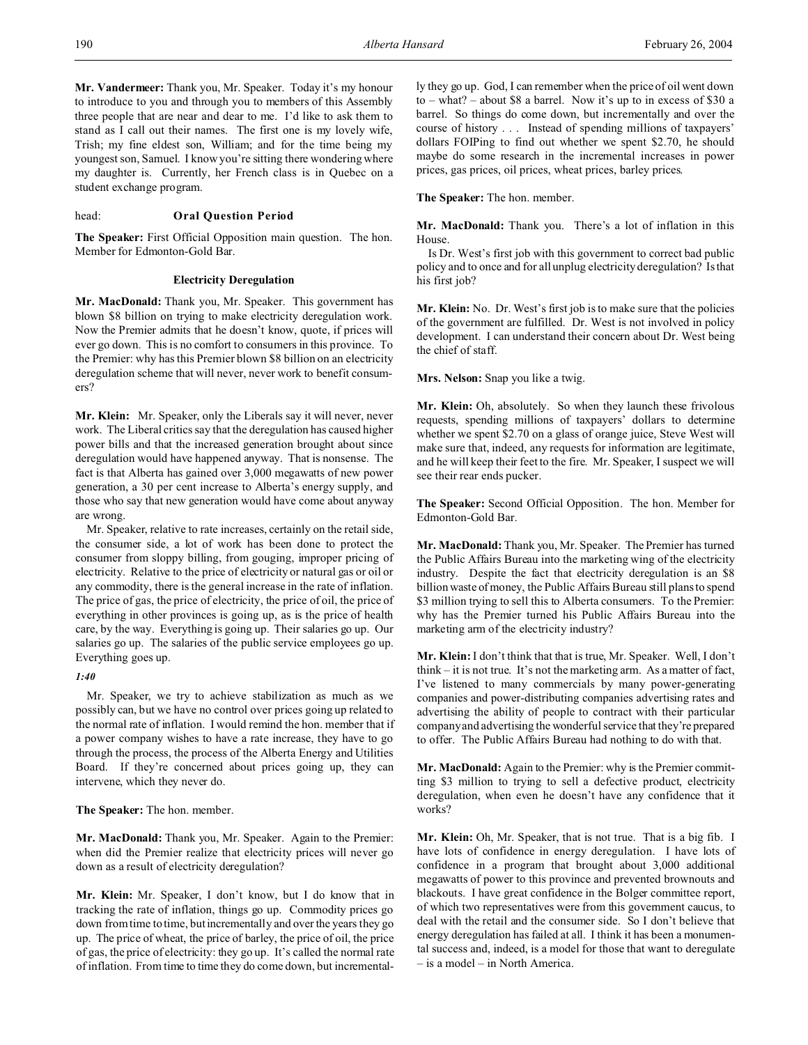**Mr. Vandermeer:** Thank you, Mr. Speaker. Today it's my honour to introduce to you and through you to members of this Assembly three people that are near and dear to me. I'd like to ask them to stand as I call out their names. The first one is my lovely wife, Trish; my fine eldest son, William; and for the time being my youngest son, Samuel. I know you're sitting there wondering where my daughter is. Currently, her French class is in Quebec on a student exchange program.

head: **Oral Question Period**

**The Speaker:** First Official Opposition main question. The hon. Member for Edmonton-Gold Bar.

### Electricity Deregulation

**Mr. MacDonald:** Thank you, Mr. Speaker. This government has blown $8 billion on trying to make electricity deregulation work. Now the Premier admits that he doesn't know, quote, if prices will ever go down. This is no comfort to consumers in this province. To the Premier: why has this Premier blown $8 billion on an electricity deregulation scheme that will never, never work to benefit consumers?

**Mr. Klein:** Mr. Speaker, only the Liberals say it will never, never work. The Liberal critics say that the deregulation has caused higher power bills and that the increased generation brought about since deregulation would have happened anyway. That is nonsense. The fact is that Alberta has gained over 3,000 megawatts of new power generation, a 30 per cent increase to Alberta's energy supply, and those who say that new generation would have come about anyway are wrong.

Mr. Speaker, relative to rate increases, certainly on the retail side, the consumer side, a lot of work has been done to protect the consumer from sloppy billing, from gouging, improper pricing of electricity. Relative to the price of electricity or natural gas or oil or any commodity, there is the general increase in the rate of inflation. The price of gas, the price of electricity, the price of oil, the price of everything in other provinces is going up, as is the price of health care, by the way. Everything is going up. Their salaries go up. Our salaries go up. The salaries of the public service employees go up. Everything goes up.

*1:40*

Mr. Speaker, we try to achieve stabilization as much as we possibly can, but we have no control over prices going up related to the normal rate of inflation. I would remind the hon. member that if a power company wishes to have a rate increase, they have to go through the process, the process of the Alberta Energy and Utilities Board. If they're concerned about prices going up, they can intervene, which they never do.

**The Speaker:** The hon. member.

**Mr. MacDonald:** Thank you, Mr. Speaker. Again to the Premier: when did the Premier realize that electricity prices will never go down as a result of electricity deregulation?

**Mr. Klein:** Mr. Speaker, I don't know, but I do know that in tracking the rate of inflation, things go up. Commodity prices go down from time to time, but incrementally and over the years they go up. The price of wheat, the price of barley, the price of oil, the price of gas, the price of electricity: they go up. It's called the normal rate of inflation. From time to time they do come down, but incrementally they go up. God, I can remember when the price of oil went down to – what? – about $8 a barrel. Now it's up to in excess of $30 a barrel. So things do come down, but incrementally and over the course of history . . . Instead of spending millions of taxpayers' dollars FOIPing to find out whether we spent $2.70, he should maybe do some research in the incremental increases in power prices, gas prices, oil prices, wheat prices, barley prices.

**The Speaker:** The hon. member.

**Mr. MacDonald:** Thank you. There's a lot of inflation in this House.

Is Dr. West's first job with this government to correct bad public policy and to once and for all unplug electricity deregulation? Is that his first job?

**Mr. Klein:** No. Dr. West's first job is to make sure that the policies of the government are fulfilled. Dr. West is not involved in policy development. I can understand their concern about Dr. West being the chief of staff.

**Mrs. Nelson:** Snap you like a twig.

**Mr. Klein:** Oh, absolutely. So when they launch these frivolous requests, spending millions of taxpayers' dollars to determine whether we spent $2.70 on a glass of orange juice, Steve West will make sure that, indeed, any requests for information are legitimate, and he will keep their feet to the fire. Mr. Speaker, I suspect we will see their rear ends pucker.

**The Speaker:** Second Official Opposition. The hon. Member for Edmonton-Gold Bar.

**Mr. MacDonald:** Thank you, Mr. Speaker. The Premier has turned the Public Affairs Bureau into the marketing wing of the electricity industry. Despite the fact that electricity deregulation is an $8 billion waste of money, the Public Affairs Bureau still plans to spend $3 million trying to sell this to Alberta consumers. To the Premier: why has the Premier turned his Public Affairs Bureau into the marketing arm of the electricity industry?

**Mr. Klein:** I don't think that that is true, Mr. Speaker. Well, I don't think – it is not true. It's not the marketing arm. As a matter of fact, I've listened to many commercials by many power-generating companies and power-distributing companies advertising rates and advertising the ability of people to contract with their particular company and advertising the wonderful service that they're prepared to offer. The Public Affairs Bureau had nothing to do with that.

**Mr. MacDonald:** Again to the Premier: why is the Premier committing $3 million to trying to sell a defective product, electricity deregulation, when even he doesn't have any confidence that it works?

**Mr. Klein:** Oh, Mr. Speaker, that is not true. That is a big fib. I have lots of confidence in energy deregulation. I have lots of confidence in a program that brought about 3,000 additional megawatts of power to this province and prevented brownouts and blackouts. I have great confidence in the Bolger committee report, of which two representatives were from this government caucus, to deal with the retail and the consumer side. So I don't believe that energy deregulation has failed at all. I think it has been a monumental success and, indeed, is a model for those that want to deregulate – is a model – in North America.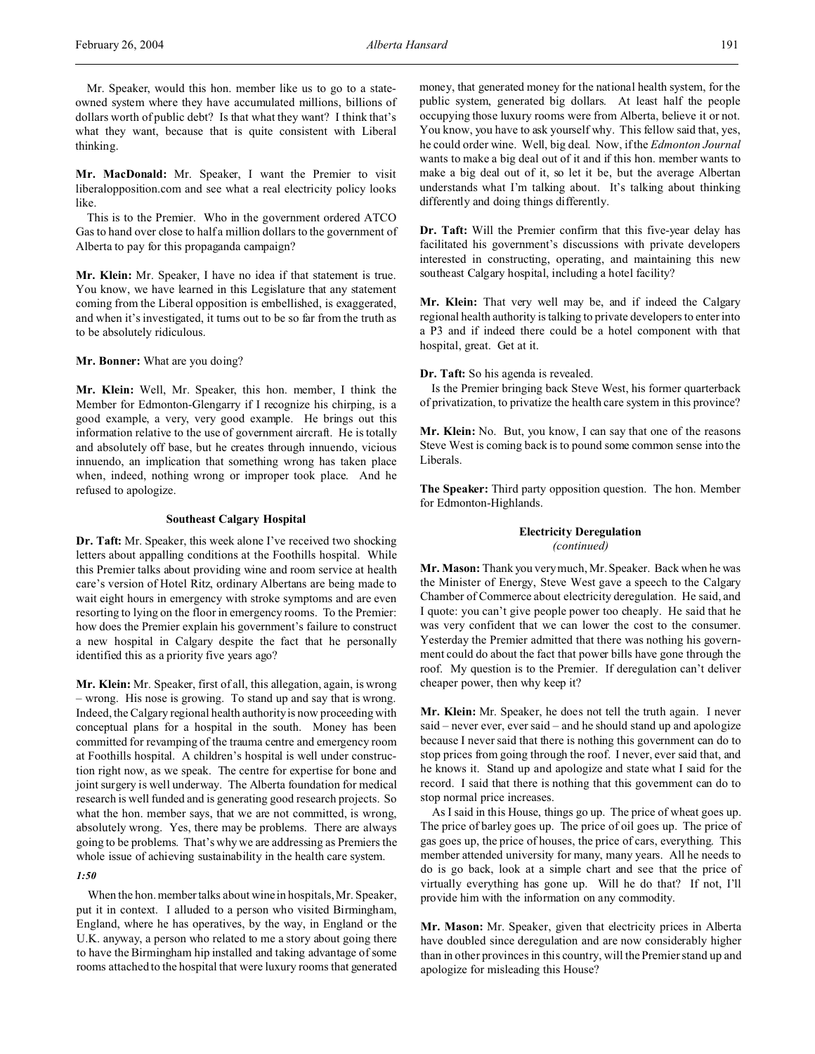Mr. Speaker, would this hon. member like us to go to a state-owned system where they have accumulated millions, billions of dollars worth of public debt? Is that what they want? I think that's what they want, because that is quite consistent with Liberal thinking.

**Mr. MacDonald:** Mr. Speaker, I want the Premier to visit liberalopposition.com and see what a real electricity policy looks like.

This is to the Premier. Who in the government ordered ATCO Gas to hand over close to half a million dollars to the government of Alberta to pay for this propaganda campaign?

**Mr. Klein:** Mr. Speaker, I have no idea if that statement is true. You know, we have learned in this Legislature that any statement coming from the Liberal opposition is embellished, is exaggerated, and when it's investigated, it turns out to be so far from the truth as to be absolutely ridiculous.

**Mr. Bonner:** What are you doing?

**Mr. Klein:** Well, Mr. Speaker, this hon. member, I think the Member for Edmonton-Glengarry if I recognize his chirping, is a good example, a very, very good example. He brings out this information relative to the use of government aircraft. He is totally and absolutely off base, but he creates through innuendo, vicious innuendo, an implication that something wrong has taken place when, indeed, nothing wrong or improper took place. And he refused to apologize.

### Southeast Calgary Hospital

**Dr. Taft:** Mr. Speaker, this week alone I've received two shocking letters about appalling conditions at the Foothills hospital. While this Premier talks about providing wine and room service at health care's version of Hotel Ritz, ordinary Albertans are being made to wait eight hours in emergency with stroke symptoms and are even resorting to lying on the floor in emergency rooms. To the Premier: how does the Premier explain his government's failure to construct a new hospital in Calgary despite the fact that he personally identified this as a priority five years ago?

**Mr. Klein:** Mr. Speaker, first of all, this allegation, again, is wrong – wrong. His nose is growing. To stand up and say that is wrong. Indeed, the Calgary regional health authority is now proceeding with conceptual plans for a hospital in the south. Money has been committed for revamping of the trauma centre and emergency room at Foothills hospital. A children's hospital is well under construction right now, as we speak. The centre for expertise for bone and joint surgery is well underway. The Alberta foundation for medical research is well funded and is generating good research projects. So what the hon. member says, that we are not committed, is wrong, absolutely wrong. Yes, there may be problems. There are always going to be problems. That's why we are addressing as Premiers the whole issue of achieving sustainability in the health care system.

*1:50*

When the hon. member talks about wine in hospitals, Mr. Speaker, put it in context. I alluded to a person who visited Birmingham, England, where he has operatives, by the way, in England or the U.K. anyway, a person who related to me a story about going there to have the Birmingham hip installed and taking advantage of some rooms attached to the hospital that were luxury rooms that generated money, that generated money for the national health system, for the public system, generated big dollars. At least half the people occupying those luxury rooms were from Alberta, believe it or not. You know, you have to ask yourself why. This fellow said that, yes, he could order wine. Well, big deal. Now, if the *Edmonton Journal* wants to make a big deal out of it and if this hon. member wants to make a big deal out of it, so let it be, but the average Albertan understands what I'm talking about. It's talking about thinking differently and doing things differently.

**Dr. Taft:** Will the Premier confirm that this five-year delay has facilitated his government's discussions with private developers interested in constructing, operating, and maintaining this new southeast Calgary hospital, including a hotel facility?

**Mr. Klein:** That very well may be, and if indeed the Calgary regional health authority is talking to private developers to enter into a P3 and if indeed there could be a hotel component with that hospital, great. Get at it.

**Dr. Taft:** So his agenda is revealed.

Is the Premier bringing back Steve West, his former quarterback of privatization, to privatize the health care system in this province?

**Mr. Klein:** No. But, you know, I can say that one of the reasons Steve West is coming back is to pound some common sense into the Liberals.

**The Speaker:** Third party opposition question. The hon. Member for Edmonton-Highlands.

### Electricity Deregulation
*(continued)*

**Mr. Mason:** Thank you very much, Mr. Speaker. Back when he was the Minister of Energy, Steve West gave a speech to the Calgary Chamber of Commerce about electricity deregulation. He said, and I quote: you can't give people power too cheaply. He said that he was very confident that we can lower the cost to the consumer. Yesterday the Premier admitted that there was nothing his government could do about the fact that power bills have gone through the roof. My question is to the Premier. If deregulation can't deliver cheaper power, then why keep it?

**Mr. Klein:** Mr. Speaker, he does not tell the truth again. I never said – never ever, ever said – and he should stand up and apologize because I never said that there is nothing this government can do to stop prices from going through the roof. I never, ever said that, and he knows it. Stand up and apologize and state what I said for the record. I said that there is nothing that this government can do to stop normal price increases.

As I said in this House, things go up. The price of wheat goes up. The price of barley goes up. The price of oil goes up. The price of gas goes up, the price of houses, the price of cars, everything. This member attended university for many, many years. All he needs to do is go back, look at a simple chart and see that the price of virtually everything has gone up. Will he do that? If not, I'll provide him with the information on any commodity.

**Mr. Mason:** Mr. Speaker, given that electricity prices in Alberta have doubled since deregulation and are now considerably higher than in other provinces in this country, will the Premier stand up and apologize for misleading this House?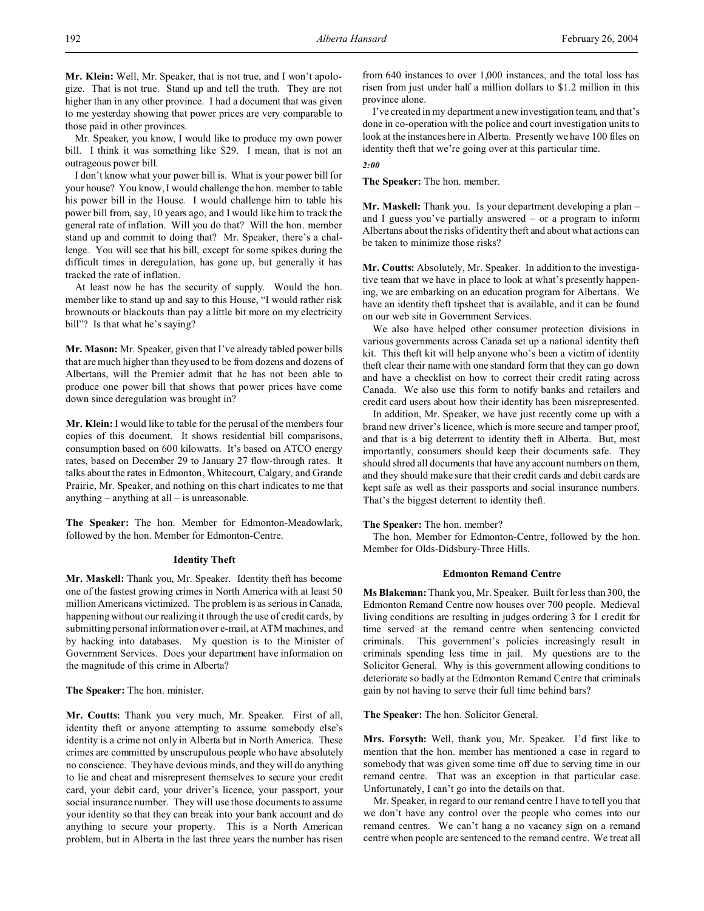**Mr. Klein:** Well, Mr. Speaker, that is not true, and I won't apologize. That is not true. Stand up and tell the truth. They are not higher than in any other province. I had a document that was given to me yesterday showing that power prices are very comparable to those paid in other provinces.

Mr. Speaker, you know, I would like to produce my own power bill. I think it was something like $29. I mean, that is not an outrageous power bill.

I don't know what your power bill is. What is your power bill for your house? You know, I would challenge the hon. member to table his power bill in the House. I would challenge him to table his power bill from, say, 10 years ago, and I would like him to track the general rate of inflation. Will you do that? Will the hon. member stand up and commit to doing that? Mr. Speaker, there's a challenge. You will see that his bill, except for some spikes during the difficult times in deregulation, has gone up, but generally it has tracked the rate of inflation.

At least now he has the security of supply. Would the hon. member like to stand up and say to this House, "I would rather risk brownouts or blackouts than pay a little bit more on my electricity bill"? Is that what he's saying?

**Mr. Mason:** Mr. Speaker, given that I've already tabled power bills that are much higher than they used to be from dozens and dozens of Albertans, will the Premier admit that he has not been able to produce one power bill that shows that power prices have come down since deregulation was brought in?

**Mr. Klein:** I would like to table for the perusal of the members four copies of this document. It shows residential bill comparisons, consumption based on 600 kilowatts. It's based on ATCO energy rates, based on December 29 to January 27 flow-through rates. It talks about the rates in Edmonton, Whitecourt, Calgary, and Grande Prairie, Mr. Speaker, and nothing on this chart indicates to me that anything – anything at all – is unreasonable.

**The Speaker:** The hon. Member for Edmonton-Meadowlark, followed by the hon. Member for Edmonton-Centre.

### Identity Theft

**Mr. Maskell:** Thank you, Mr. Speaker. Identity theft has become one of the fastest growing crimes in North America with at least 50 million Americans victimized. The problem is as serious in Canada, happening without our realizing it through the use of credit cards, by submitting personal information over e-mail, at ATM machines, and by hacking into databases. My question is to the Minister of Government Services. Does your department have information on the magnitude of this crime in Alberta?

**The Speaker:** The hon. minister.

**Mr. Coutts:** Thank you very much, Mr. Speaker. First of all, identity theft or anyone attempting to assume somebody else's identity is a crime not only in Alberta but in North America. These crimes are committed by unscrupulous people who have absolutely no conscience. They have devious minds, and they will do anything to lie and cheat and misrepresent themselves to secure your credit card, your debit card, your driver's licence, your passport, your social insurance number. They will use those documents to assume your identity so that they can break into your bank account and do anything to secure your property. This is a North American problem, but in Alberta in the last three years the number has risen from 640 instances to over 1,000 instances, and the total loss has risen from just under half a million dollars to $1.2 million in this province alone.

I've created in my department a new investigation team, and that's done in co-operation with the police and court investigation units to look at the instances here in Alberta. Presently we have 100 files on identity theft that we're going over at this particular time.

*2:00*

**The Speaker:** The hon. member.

**Mr. Maskell:** Thank you. Is your department developing a plan – and I guess you've partially answered – or a program to inform Albertans about the risks of identity theft and about what actions can be taken to minimize those risks?

**Mr. Coutts:** Absolutely, Mr. Speaker. In addition to the investigative team that we have in place to look at what's presently happening, we are embarking on an education program for Albertans. We have an identity theft tipsheet that is available, and it can be found on our web site in Government Services.

We also have helped other consumer protection divisions in various governments across Canada set up a national identity theft kit. This theft kit will help anyone who's been a victim of identity theft clear their name with one standard form that they can go down and have a checklist on how to correct their credit rating across Canada. We also use this form to notify banks and retailers and credit card users about how their identity has been misrepresented.

In addition, Mr. Speaker, we have just recently come up with a brand new driver's licence, which is more secure and tamper proof, and that is a big deterrent to identity theft in Alberta. But, most importantly, consumers should keep their documents safe. They should shred all documents that have any account numbers on them, and they should make sure that their credit cards and debit cards are kept safe as well as their passports and social insurance numbers. That's the biggest deterrent to identity theft.

**The Speaker:** The hon. member?

The hon. Member for Edmonton-Centre, followed by the hon. Member for Olds-Didsbury-Three Hills.

### Edmonton Remand Centre

**Ms Blakeman:** Thank you, Mr. Speaker. Built for less than 300, the Edmonton Remand Centre now houses over 700 people. Medieval living conditions are resulting in judges ordering 3 for 1 credit for time served at the remand centre when sentencing convicted criminals. This government's policies increasingly result in criminals spending less time in jail. My questions are to the Solicitor General. Why is this government allowing conditions to deteriorate so badly at the Edmonton Remand Centre that criminals gain by not having to serve their full time behind bars?

**The Speaker:** The hon. Solicitor General.

**Mrs. Forsyth:** Well, thank you, Mr. Speaker. I'd first like to mention that the hon. member has mentioned a case in regard to somebody that was given some time off due to serving time in our remand centre. That was an exception in that particular case. Unfortunately, I can't go into the details on that.

Mr. Speaker, in regard to our remand centre I have to tell you that we don't have any control over the people who comes into our remand centres. We can't hang a no vacancy sign on a remand centre when people are sentenced to the remand centre. We treat all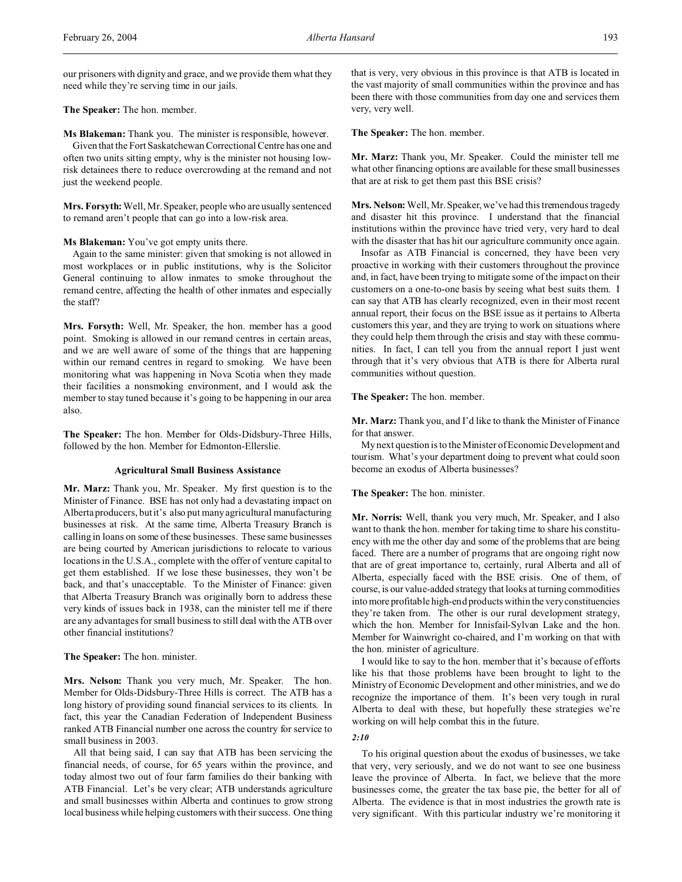our prisoners with dignity and grace, and we provide them what they need while they're serving time in our jails.

**The Speaker:** The hon. member.

**Ms Blakeman:** Thank you. The minister is responsible, however.

Given that the Fort Saskatchewan Correctional Centre has one and often two units sitting empty, why is the minister not housing low-risk detainees there to reduce overcrowding at the remand and not just the weekend people.

**Mrs. Forsyth:** Well, Mr. Speaker, people who are usually sentenced to remand aren't people that can go into a low-risk area.

**Ms Blakeman:** You've got empty units there.

Again to the same minister: given that smoking is not allowed in most workplaces or in public institutions, why is the Solicitor General continuing to allow inmates to smoke throughout the remand centre, affecting the health of other inmates and especially the staff?

**Mrs. Forsyth:** Well, Mr. Speaker, the hon. member has a good point. Smoking is allowed in our remand centres in certain areas, and we are well aware of some of the things that are happening within our remand centres in regard to smoking. We have been monitoring what was happening in Nova Scotia when they made their facilities a nonsmoking environment, and I would ask the member to stay tuned because it's going to be happening in our area also.

**The Speaker:** The hon. Member for Olds-Didsbury-Three Hills, followed by the hon. Member for Edmonton-Ellerslie.

### Agricultural Small Business Assistance

**Mr. Marz:** Thank you, Mr. Speaker. My first question is to the Minister of Finance. BSE has not only had a devastating impact on Alberta producers, but it's also put many agricultural manufacturing businesses at risk. At the same time, Alberta Treasury Branch is calling in loans on some of these businesses. These same businesses are being courted by American jurisdictions to relocate to various locations in the U.S.A., complete with the offer of venture capital to get them established. If we lose these businesses, they won't be back, and that's unacceptable. To the Minister of Finance: given that Alberta Treasury Branch was originally born to address these very kinds of issues back in 1938, can the minister tell me if there are any advantages for small business to still deal with the ATB over other financial institutions?

**The Speaker:** The hon. minister.

**Mrs. Nelson:** Thank you very much, Mr. Speaker. The hon. Member for Olds-Didsbury-Three Hills is correct. The ATB has a long history of providing sound financial services to its clients. In fact, this year the Canadian Federation of Independent Business ranked ATB Financial number one across the country for service to small business in 2003.

All that being said, I can say that ATB has been servicing the financial needs, of course, for 65 years within the province, and today almost two out of four farm families do their banking with ATB Financial. Let's be very clear; ATB understands agriculture and small businesses within Alberta and continues to grow strong local business while helping customers with their success. One thing that is very, very obvious in this province is that ATB is located in the vast majority of small communities within the province and has been there with those communities from day one and services them very, very well.

**The Speaker:** The hon. member.

**Mr. Marz:** Thank you, Mr. Speaker. Could the minister tell me what other financing options are available for these small businesses that are at risk to get them past this BSE crisis?

**Mrs. Nelson:** Well, Mr. Speaker, we've had this tremendous tragedy and disaster hit this province. I understand that the financial institutions within the province have tried very, very hard to deal with the disaster that has hit our agriculture community once again.

Insofar as ATB Financial is concerned, they have been very proactive in working with their customers throughout the province and, in fact, have been trying to mitigate some of the impact on their customers on a one-to-one basis by seeing what best suits them. I can say that ATB has clearly recognized, even in their most recent annual report, their focus on the BSE issue as it pertains to Alberta customers this year, and they are trying to work on situations where they could help them through the crisis and stay with these communities. In fact, I can tell you from the annual report I just went through that it's very obvious that ATB is there for Alberta rural communities without question.

**The Speaker:** The hon. member.

**Mr. Marz:** Thank you, and I'd like to thank the Minister of Finance for that answer.

My next question is to the Minister of Economic Development and tourism. What's your department doing to prevent what could soon become an exodus of Alberta businesses?

**The Speaker:** The hon. minister.

**Mr. Norris:** Well, thank you very much, Mr. Speaker, and I also want to thank the hon. member for taking time to share his constituency with me the other day and some of the problems that are being faced. There are a number of programs that are ongoing right now that are of great importance to, certainly, rural Alberta and all of Alberta, especially faced with the BSE crisis. One of them, of course, is our value-added strategy that looks at turning commodities into more profitable high-end products within the very constituencies they're taken from. The other is our rural development strategy, which the hon. Member for Innisfail-Sylvan Lake and the hon. Member for Wainwright co-chaired, and I'm working on that with the hon. minister of agriculture.

I would like to say to the hon. member that it's because of efforts like his that those problems have been brought to light to the Ministry of Economic Development and other ministries, and we do recognize the importance of them. It's been very tough in rural Alberta to deal with these, but hopefully these strategies we're working on will help combat this in the future.

*2:10*

To his original question about the exodus of businesses, we take that very, very seriously, and we do not want to see one business leave the province of Alberta. In fact, we believe that the more businesses come, the greater the tax base pie, the better for all of Alberta. The evidence is that in most industries the growth rate is very significant. With this particular industry we're monitoring it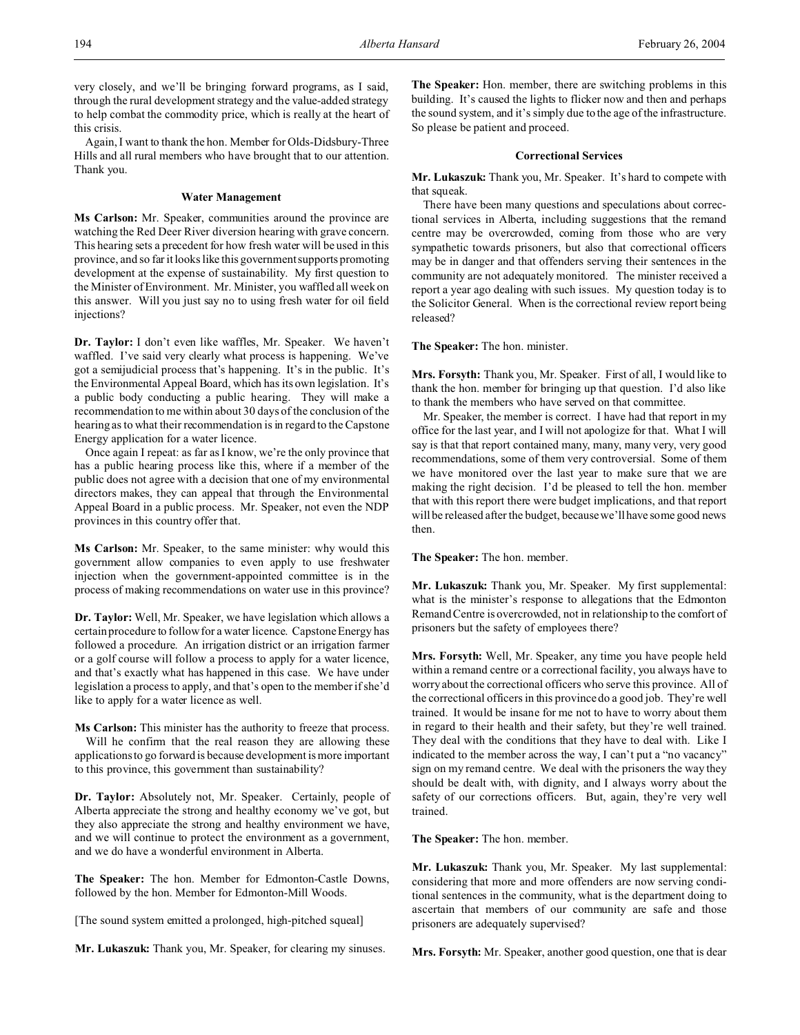very closely, and we'll be bringing forward programs, as I said, through the rural development strategy and the value-added strategy to help combat the commodity price, which is really at the heart of this crisis.

Again, I want to thank the hon. Member for Olds-Didsbury-Three Hills and all rural members who have brought that to our attention. Thank you.

### Water Management

**Ms Carlson:** Mr. Speaker, communities around the province are watching the Red Deer River diversion hearing with grave concern. This hearing sets a precedent for how fresh water will be used in this province, and so far it looks like this government supports promoting development at the expense of sustainability. My first question to the Minister of Environment. Mr. Minister, you waffled all week on this answer. Will you just say no to using fresh water for oil field injections?

**Dr. Taylor:** I don't even like waffles, Mr. Speaker. We haven't waffled. I've said very clearly what process is happening. We've got a semijudicial process that's happening. It's in the public. It's the Environmental Appeal Board, which has its own legislation. It's a public body conducting a public hearing. They will make a recommendation to me within about 30 days of the conclusion of the hearing as to what their recommendation is in regard to the Capstone Energy application for a water licence.

Once again I repeat: as far as I know, we're the only province that has a public hearing process like this, where if a member of the public does not agree with a decision that one of my environmental directors makes, they can appeal that through the Environmental Appeal Board in a public process. Mr. Speaker, not even the NDP provinces in this country offer that.

**Ms Carlson:** Mr. Speaker, to the same minister: why would this government allow companies to even apply to use freshwater injection when the government-appointed committee is in the process of making recommendations on water use in this province?

**Dr. Taylor:** Well, Mr. Speaker, we have legislation which allows a certain procedure to follow for a water licence. Capstone Energy has followed a procedure. An irrigation district or an irrigation farmer or a golf course will follow a process to apply for a water licence, and that's exactly what has happened in this case. We have under legislation a process to apply, and that's open to the member if she'd like to apply for a water licence as well.

**Ms Carlson:** This minister has the authority to freeze that process.

Will he confirm that the real reason they are allowing these applications to go forward is because development is more important to this province, this government than sustainability?

**Dr. Taylor:** Absolutely not, Mr. Speaker. Certainly, people of Alberta appreciate the strong and healthy economy we've got, but they also appreciate the strong and healthy environment we have, and we will continue to protect the environment as a government, and we do have a wonderful environment in Alberta.

**The Speaker:** The hon. Member for Edmonton-Castle Downs, followed by the hon. Member for Edmonton-Mill Woods.

[The sound system emitted a prolonged, high-pitched squeal]

**Mr. Lukaszuk:** Thank you, Mr. Speaker, for clearing my sinuses.

**The Speaker:** Hon. member, there are switching problems in this building. It's caused the lights to flicker now and then and perhaps the sound system, and it's simply due to the age of the infrastructure. So please be patient and proceed.

### Correctional Services

**Mr. Lukaszuk:** Thank you, Mr. Speaker. It's hard to compete with that squeak.

There have been many questions and speculations about correctional services in Alberta, including suggestions that the remand centre may be overcrowded, coming from those who are very sympathetic towards prisoners, but also that correctional officers may be in danger and that offenders serving their sentences in the community are not adequately monitored. The minister received a report a year ago dealing with such issues. My question today is to the Solicitor General. When is the correctional review report being released?

**The Speaker:** The hon. minister.

**Mrs. Forsyth:** Thank you, Mr. Speaker. First of all, I would like to thank the hon. member for bringing up that question. I'd also like to thank the members who have served on that committee.

Mr. Speaker, the member is correct. I have had that report in my office for the last year, and I will not apologize for that. What I will say is that that report contained many, many, many very, very good recommendations, some of them very controversial. Some of them we have monitored over the last year to make sure that we are making the right decision. I'd be pleased to tell the hon. member that with this report there were budget implications, and that report will be released after the budget, because we'll have some good news then.

**The Speaker:** The hon. member.

**Mr. Lukaszuk:** Thank you, Mr. Speaker. My first supplemental: what is the minister's response to allegations that the Edmonton Remand Centre is overcrowded, not in relationship to the comfort of prisoners but the safety of employees there?

**Mrs. Forsyth:** Well, Mr. Speaker, any time you have people held within a remand centre or a correctional facility, you always have to worry about the correctional officers who serve this province. All of the correctional officers in this province do a good job. They're well trained. It would be insane for me not to have to worry about them in regard to their health and their safety, but they're well trained. They deal with the conditions that they have to deal with. Like I indicated to the member across the way, I can't put a "no vacancy" sign on my remand centre. We deal with the prisoners the way they should be dealt with, with dignity, and I always worry about the safety of our corrections officers. But, again, they're very well trained.

**The Speaker:** The hon. member.

**Mr. Lukaszuk:** Thank you, Mr. Speaker. My last supplemental: considering that more and more offenders are now serving conditional sentences in the community, what is the department doing to ascertain that members of our community are safe and those prisoners are adequately supervised?

**Mrs. Forsyth:** Mr. Speaker, another good question, one that is dear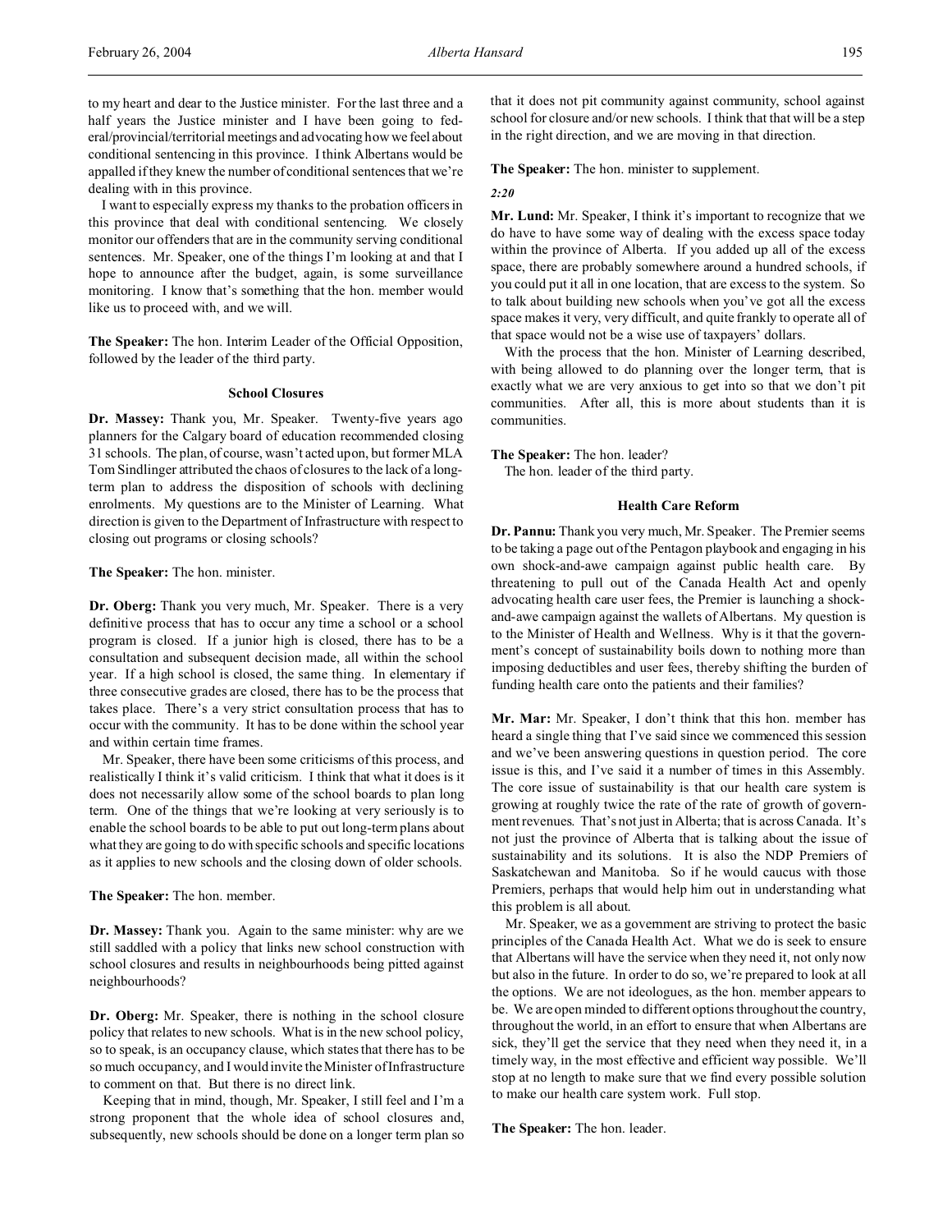to my heart and dear to the Justice minister. For the last three and a half years the Justice minister and I have been going to federal/provincial/territorial meetings and advocating how we feel about conditional sentencing in this province. I think Albertans would be appalled if they knew the number of conditional sentences that we're dealing with in this province.

I want to especially express my thanks to the probation officers in this province that deal with conditional sentencing. We closely monitor our offenders that are in the community serving conditional sentences. Mr. Speaker, one of the things I'm looking at and that I hope to announce after the budget, again, is some surveillance monitoring. I know that's something that the hon. member would like us to proceed with, and we will.

**The Speaker:** The hon. Interim Leader of the Official Opposition, followed by the leader of the third party.

### School Closures

**Dr. Massey:** Thank you, Mr. Speaker. Twenty-five years ago planners for the Calgary board of education recommended closing 31 schools. The plan, of course, wasn't acted upon, but former MLA Tom Sindlinger attributed the chaos of closures to the lack of a long-term plan to address the disposition of schools with declining enrolments. My questions are to the Minister of Learning. What direction is given to the Department of Infrastructure with respect to closing out programs or closing schools?

**The Speaker:** The hon. minister.

**Dr. Oberg:** Thank you very much, Mr. Speaker. There is a very definitive process that has to occur any time a school or a school program is closed. If a junior high is closed, there has to be a consultation and subsequent decision made, all within the school year. If a high school is closed, the same thing. In elementary if three consecutive grades are closed, there has to be the process that takes place. There's a very strict consultation process that has to occur with the community. It has to be done within the school year and within certain time frames.

Mr. Speaker, there have been some criticisms of this process, and realistically I think it's valid criticism. I think that what it does is it does not necessarily allow some of the school boards to plan long term. One of the things that we're looking at very seriously is to enable the school boards to be able to put out long-term plans about what they are going to do with specific schools and specific locations as it applies to new schools and the closing down of older schools.

**The Speaker:** The hon. member.

**Dr. Massey:** Thank you. Again to the same minister: why are we still saddled with a policy that links new school construction with school closures and results in neighbourhoods being pitted against neighbourhoods?

**Dr. Oberg:** Mr. Speaker, there is nothing in the school closure policy that relates to new schools. What is in the new school policy, so to speak, is an occupancy clause, which states that there has to be so much occupancy, and I would invite the Minister of Infrastructure to comment on that. But there is no direct link.

Keeping that in mind, though, Mr. Speaker, I still feel and I'm a strong proponent that the whole idea of school closures and, subsequently, new schools should be done on a longer term plan so that it does not pit community against community, school against school for closure and/or new schools. I think that that will be a step in the right direction, and we are moving in that direction.

**The Speaker:** The hon. minister to supplement.

*2:20*

**Mr. Lund:** Mr. Speaker, I think it's important to recognize that we do have to have some way of dealing with the excess space today within the province of Alberta. If you added up all of the excess space, there are probably somewhere around a hundred schools, if you could put it all in one location, that are excess to the system. So to talk about building new schools when you've got all the excess space makes it very, very difficult, and quite frankly to operate all of that space would not be a wise use of taxpayers' dollars.

With the process that the hon. Minister of Learning described, with being allowed to do planning over the longer term, that is exactly what we are very anxious to get into so that we don't pit communities. After all, this is more about students than it is communities.

**The Speaker:** The hon. leader?
The hon. leader of the third party.

### Health Care Reform

**Dr. Pannu:** Thank you very much, Mr. Speaker. The Premier seems to be taking a page out of the Pentagon playbook and engaging in his own shock-and-awe campaign against public health care. By threatening to pull out of the Canada Health Act and openly advocating health care user fees, the Premier is launching a shock-and-awe campaign against the wallets of Albertans. My question is to the Minister of Health and Wellness. Why is it that the government's concept of sustainability boils down to nothing more than imposing deductibles and user fees, thereby shifting the burden of funding health care onto the patients and their families?

**Mr. Mar:** Mr. Speaker, I don't think that this hon. member has heard a single thing that I've said since we commenced this session and we've been answering questions in question period. The core issue is this, and I've said it a number of times in this Assembly. The core issue of sustainability is that our health care system is growing at roughly twice the rate of the rate of growth of government revenues. That's not just in Alberta; that is across Canada. It's not just the province of Alberta that is talking about the issue of sustainability and its solutions. It is also the NDP Premiers of Saskatchewan and Manitoba. So if he would caucus with those Premiers, perhaps that would help him out in understanding what this problem is all about.

Mr. Speaker, we as a government are striving to protect the basic principles of the Canada Health Act. What we do is seek to ensure that Albertans will have the service when they need it, not only now but also in the future. In order to do so, we're prepared to look at all the options. We are not ideologues, as the hon. member appears to be. We are open minded to different options throughout the country, throughout the world, in an effort to ensure that when Albertans are sick, they'll get the service that they need when they need it, in a timely way, in the most effective and efficient way possible. We'll stop at no length to make sure that we find every possible solution to make our health care system work. Full stop.

**The Speaker:** The hon. leader.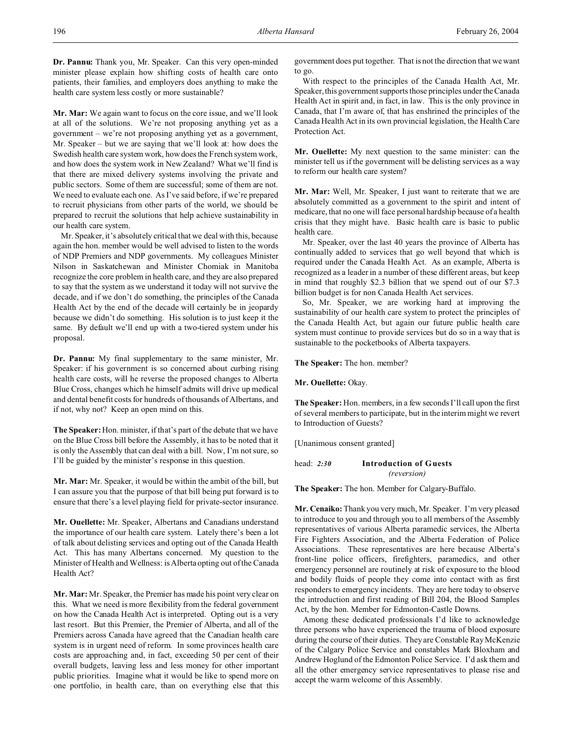**Dr. Pannu:** Thank you, Mr. Speaker. Can this very open-minded minister please explain how shifting costs of health care onto patients, their families, and employers does anything to make the health care system less costly or more sustainable?

**Mr. Mar:** We again want to focus on the core issue, and we'll look at all of the solutions. We're not proposing anything yet as a government – we're not proposing anything yet as a government, Mr. Speaker – but we are saying that we'll look at: how does the Swedish health care system work, how does the French system work, and how does the system work in New Zealand? What we'll find is that there are mixed delivery systems involving the private and public sectors. Some of them are successful; some of them are not. We need to evaluate each one. As I've said before, if we're prepared to recruit physicians from other parts of the world, we should be prepared to recruit the solutions that help achieve sustainability in our health care system.

Mr. Speaker, it's absolutely critical that we deal with this, because again the hon. member would be well advised to listen to the words of NDP Premiers and NDP governments. My colleagues Minister Nilson in Saskatchewan and Minister Chomiak in Manitoba recognize the core problem in health care, and they are also prepared to say that the system as we understand it today will not survive the decade, and if we don't do something, the principles of the Canada Health Act by the end of the decade will certainly be in jeopardy because we didn't do something. His solution is to just keep it the same. By default we'll end up with a two-tiered system under his proposal.

**Dr. Pannu:** My final supplementary to the same minister, Mr. Speaker: if his government is so concerned about curbing rising health care costs, will he reverse the proposed changes to Alberta Blue Cross, changes which he himself admits will drive up medical and dental benefit costs for hundreds of thousands of Albertans, and if not, why not? Keep an open mind on this.

**The Speaker:** Hon. minister, if that's part of the debate that we have on the Blue Cross bill before the Assembly, it has to be noted that it is only the Assembly that can deal with a bill. Now, I'm not sure, so I'll be guided by the minister's response in this question.

**Mr. Mar:** Mr. Speaker, it would be within the ambit of the bill, but I can assure you that the purpose of that bill being put forward is to ensure that there's a level playing field for private-sector insurance.

**Mr. Ouellette:** Mr. Speaker, Albertans and Canadians understand the importance of our health care system. Lately there's been a lot of talk about delisting services and opting out of the Canada Health Act. This has many Albertans concerned. My question to the Minister of Health and Wellness: is Alberta opting out of the Canada Health Act?

**Mr. Mar:** Mr. Speaker, the Premier has made his point very clear on this. What we need is more flexibility from the federal government on how the Canada Health Act is interpreted. Opting out is a very last resort. But this Premier, the Premier of Alberta, and all of the Premiers across Canada have agreed that the Canadian health care system is in urgent need of reform. In some provinces health care costs are approaching and, in fact, exceeding 50 per cent of their overall budgets, leaving less and less money for other important public priorities. Imagine what it would be like to spend more on one portfolio, in health care, than on everything else that this government does put together. That is not the direction that we want to go.

With respect to the principles of the Canada Health Act, Mr. Speaker, this government supports those principles under the Canada Health Act in spirit and, in fact, in law. This is the only province in Canada, that I'm aware of, that has enshrined the principles of the Canada Health Act in its own provincial legislation, the Health Care Protection Act.

**Mr. Ouellette:** My next question to the same minister: can the minister tell us if the government will be delisting services as a way to reform our health care system?

**Mr. Mar:** Well, Mr. Speaker, I just want to reiterate that we are absolutely committed as a government to the spirit and intent of medicare, that no one will face personal hardship because of a health crisis that they might have. Basic health care is basic to public health care.

Mr. Speaker, over the last 40 years the province of Alberta has continually added to services that go well beyond that which is required under the Canada Health Act. As an example, Alberta is recognized as a leader in a number of these different areas, but keep in mind that roughly $2.3 billion that we spend out of our $7.3 billion budget is for non Canada Health Act services.

So, Mr. Speaker, we are working hard at improving the sustainability of our health care system to protect the principles of the Canada Health Act, but again our future public health care system must continue to provide services but do so in a way that is sustainable to the pocketbooks of Alberta taxpayers.

**The Speaker:** The hon. member?

**Mr. Ouellette:** Okay.

**The Speaker:** Hon. members, in a few seconds I'll call upon the first of several members to participate, but in the interim might we revert to Introduction of Guests?

[Unanimous consent granted]

head: *2:30* **Introduction of Guests**
*(reversion)*

**The Speaker:** The hon. Member for Calgary-Buffalo.

**Mr. Cenaiko:** Thank you very much, Mr. Speaker. I'm very pleased to introduce to you and through you to all members of the Assembly representatives of various Alberta paramedic services, the Alberta Fire Fighters Association, and the Alberta Federation of Police Associations. These representatives are here because Alberta's front-line police officers, firefighters, paramedics, and other emergency personnel are routinely at risk of exposure to the blood and bodily fluids of people they come into contact with as first responders to emergency incidents. They are here today to observe the introduction and first reading of Bill 204, the Blood Samples Act, by the hon. Member for Edmonton-Castle Downs.

Among these dedicated professionals I'd like to acknowledge three persons who have experienced the trauma of blood exposure during the course of their duties. They are Constable Ray McKenzie of the Calgary Police Service and constables Mark Bloxham and Andrew Hoglund of the Edmonton Police Service. I'd ask them and all the other emergency service representatives to please rise and accept the warm welcome of this Assembly.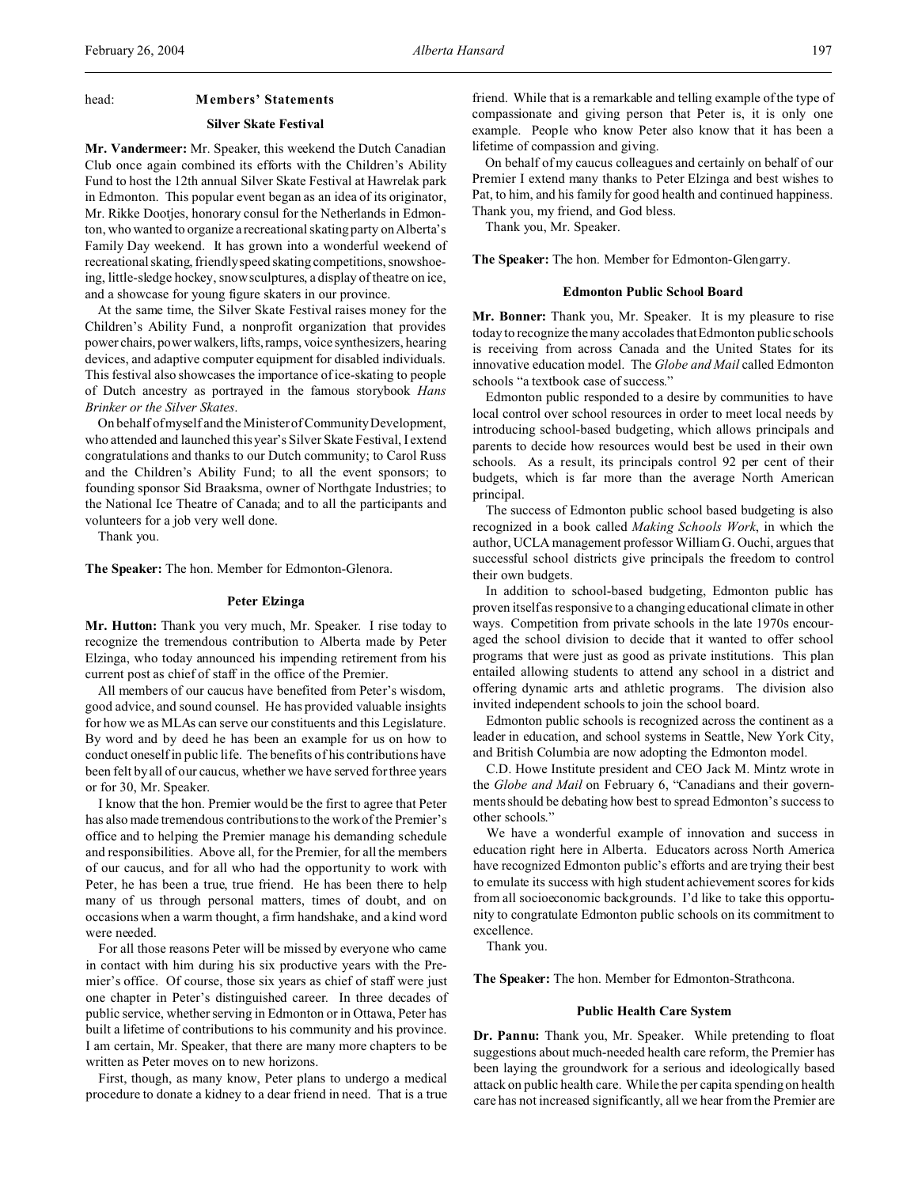head: **Members' Statements**

### Silver Skate Festival

**Mr. Vandermeer:** Mr. Speaker, this weekend the Dutch Canadian Club once again combined its efforts with the Children's Ability Fund to host the 12th annual Silver Skate Festival at Hawrelak park in Edmonton. This popular event began as an idea of its originator, Mr. Rikke Dootjes, honorary consul for the Netherlands in Edmonton, who wanted to organize a recreational skating party on Alberta's Family Day weekend. It has grown into a wonderful weekend of recreational skating, friendly speed skating competitions, snowshoeing, little-sledge hockey, snow sculptures, a display of theatre on ice, and a showcase for young figure skaters in our province.

At the same time, the Silver Skate Festival raises money for the Children's Ability Fund, a nonprofit organization that provides power chairs, power walkers, lifts, ramps, voice synthesizers, hearing devices, and adaptive computer equipment for disabled individuals. This festival also showcases the importance of ice-skating to people of Dutch ancestry as portrayed in the famous storybook *Hans Brinker or the Silver Skates*.

On behalf of myself and the Minister of Community Development, who attended and launched this year's Silver Skate Festival, I extend congratulations and thanks to our Dutch community; to Carol Russ and the Children's Ability Fund; to all the event sponsors; to founding sponsor Sid Braaksma, owner of Northgate Industries; to the National Ice Theatre of Canada; and to all the participants and volunteers for a job very well done.

Thank you.

**The Speaker:** The hon. Member for Edmonton-Glenora.

### Peter Elzinga

**Mr. Hutton:** Thank you very much, Mr. Speaker. I rise today to recognize the tremendous contribution to Alberta made by Peter Elzinga, who today announced his impending retirement from his current post as chief of staff in the office of the Premier.

All members of our caucus have benefited from Peter's wisdom, good advice, and sound counsel. He has provided valuable insights for how we as MLAs can serve our constituents and this Legislature. By word and by deed he has been an example for us on how to conduct oneself in public life. The benefits of his contributions have been felt by all of our caucus, whether we have served for three years or for 30, Mr. Speaker.

I know that the hon. Premier would be the first to agree that Peter has also made tremendous contributions to the work of the Premier's office and to helping the Premier manage his demanding schedule and responsibilities. Above all, for the Premier, for all the members of our caucus, and for all who had the opportunity to work with Peter, he has been a true, true friend. He has been there to help many of us through personal matters, times of doubt, and on occasions when a warm thought, a firm handshake, and a kind word were needed.

For all those reasons Peter will be missed by everyone who came in contact with him during his six productive years with the Premier's office. Of course, those six years as chief of staff were just one chapter in Peter's distinguished career. In three decades of public service, whether serving in Edmonton or in Ottawa, Peter has built a lifetime of contributions to his community and his province. I am certain, Mr. Speaker, that there are many more chapters to be written as Peter moves on to new horizons.

First, though, as many know, Peter plans to undergo a medical procedure to donate a kidney to a dear friend in need. That is a true friend. While that is a remarkable and telling example of the type of compassionate and giving person that Peter is, it is only one example. People who know Peter also know that it has been a lifetime of compassion and giving.

On behalf of my caucus colleagues and certainly on behalf of our Premier I extend many thanks to Peter Elzinga and best wishes to Pat, to him, and his family for good health and continued happiness. Thank you, my friend, and God bless.

Thank you, Mr. Speaker.

**The Speaker:** The hon. Member for Edmonton-Glengarry.

### Edmonton Public School Board

**Mr. Bonner:** Thank you, Mr. Speaker. It is my pleasure to rise today to recognize the many accolades that Edmonton public schools is receiving from across Canada and the United States for its innovative education model. The *Globe and Mail* called Edmonton schools "a textbook case of success."

Edmonton public responded to a desire by communities to have local control over school resources in order to meet local needs by introducing school-based budgeting, which allows principals and parents to decide how resources would best be used in their own schools. As a result, its principals control 92 per cent of their budgets, which is far more than the average North American principal.

The success of Edmonton public school based budgeting is also recognized in a book called *Making Schools Work*, in which the author, UCLA management professor William G. Ouchi, argues that successful school districts give principals the freedom to control their own budgets.

In addition to school-based budgeting, Edmonton public has proven itself as responsive to a changing educational climate in other ways. Competition from private schools in the late 1970s encouraged the school division to decide that it wanted to offer school programs that were just as good as private institutions. This plan entailed allowing students to attend any school in a district and offering dynamic arts and athletic programs. The division also invited independent schools to join the school board.

Edmonton public schools is recognized across the continent as a leader in education, and school systems in Seattle, New York City, and British Columbia are now adopting the Edmonton model.

C.D. Howe Institute president and CEO Jack M. Mintz wrote in the *Globe and Mail* on February 6, "Canadians and their governments should be debating how best to spread Edmonton's success to other schools."

We have a wonderful example of innovation and success in education right here in Alberta. Educators across North America have recognized Edmonton public's efforts and are trying their best to emulate its success with high student achievement scores for kids from all socioeconomic backgrounds. I'd like to take this opportunity to congratulate Edmonton public schools on its commitment to excellence.

Thank you.

**The Speaker:** The hon. Member for Edmonton-Strathcona.

### Public Health Care System

**Dr. Pannu:** Thank you, Mr. Speaker. While pretending to float suggestions about much-needed health care reform, the Premier has been laying the groundwork for a serious and ideologically based attack on public health care. While the per capita spending on health care has not increased significantly, all we hear from the Premier are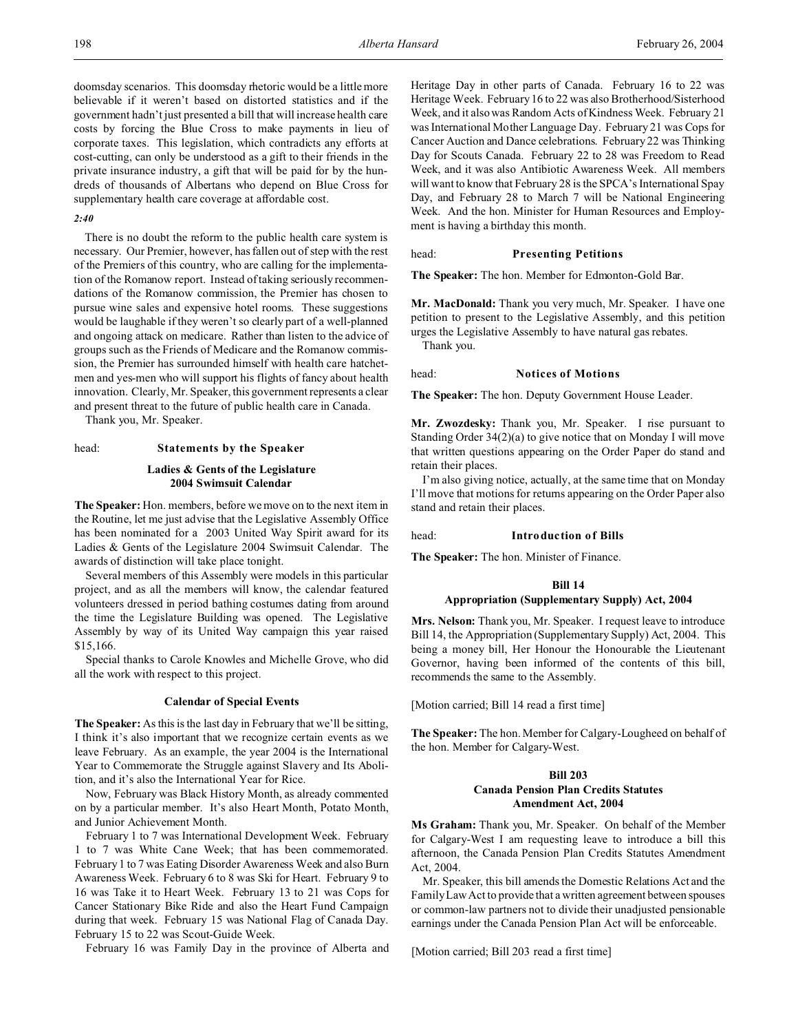doomsday scenarios. This doomsday rhetoric would be a little more believable if it weren't based on distorted statistics and if the government hadn't just presented a bill that will increase health care costs by forcing the Blue Cross to make payments in lieu of corporate taxes. This legislation, which contradicts any efforts at cost-cutting, can only be understood as a gift to their friends in the private insurance industry, a gift that will be paid for by the hundreds of thousands of Albertans who depend on Blue Cross for supplementary health care coverage at affordable cost.

*2:40*

There is no doubt the reform to the public health care system is necessary. Our Premier, however, has fallen out of step with the rest of the Premiers of this country, who are calling for the implementation of the Romanow report. Instead of taking seriously recommendations of the Romanow commission, the Premier has chosen to pursue wine sales and expensive hotel rooms. These suggestions would be laughable if they weren't so clearly part of a well-planned and ongoing attack on medicare. Rather than listen to the advice of groups such as the Friends of Medicare and the Romanow commission, the Premier has surrounded himself with health care hatchetmen and yes-men who will support his flights of fancy about health innovation. Clearly, Mr. Speaker, this government represents a clear and present threat to the future of public health care in Canada.

Thank you, Mr. Speaker.

head: **Statements by the Speaker**

**Ladies & Gents of the Legislature 2004 Swimsuit Calendar**

**The Speaker:** Hon. members, before we move on to the next item in the Routine, let me just advise that the Legislative Assembly Office has been nominated for a 2003 United Way Spirit award for its Ladies & Gents of the Legislature 2004 Swimsuit Calendar. The awards of distinction will take place tonight.

Several members of this Assembly were models in this particular project, and as all the members will know, the calendar featured volunteers dressed in period bathing costumes dating from around the time the Legislature Building was opened. The Legislative Assembly by way of its United Way campaign this year raised $15,166.

Special thanks to Carole Knowles and Michelle Grove, who did all the work with respect to this project.

**Calendar of Special Events**

**The Speaker:** As this is the last day in February that we'll be sitting, I think it's also important that we recognize certain events as we leave February. As an example, the year 2004 is the International Year to Commemorate the Struggle against Slavery and Its Abolition, and it's also the International Year for Rice.

Now, February was Black History Month, as already commented on by a particular member. It's also Heart Month, Potato Month, and Junior Achievement Month.

February 1 to 7 was International Development Week. February 1 to 7 was White Cane Week; that has been commemorated. February 1 to 7 was Eating Disorder Awareness Week and also Burn Awareness Week. February 6 to 8 was Ski for Heart. February 9 to 16 was Take it to Heart Week. February 13 to 21 was Cops for Cancer Stationary Bike Ride and also the Heart Fund Campaign during that week. February 15 was National Flag of Canada Day. February 15 to 22 was Scout-Guide Week.

February 16 was Family Day in the province of Alberta and Heritage Day in other parts of Canada. February 16 to 22 was Heritage Week. February 16 to 22 was also Brotherhood/Sisterhood Week, and it also was Random Acts of Kindness Week. February 21 was International Mother Language Day. February 21 was Cops for Cancer Auction and Dance celebrations. February 22 was Thinking Day for Scouts Canada. February 22 to 28 was Freedom to Read Week, and it was also Antibiotic Awareness Week. All members will want to know that February 28 is the SPCA's International Spay Day, and February 28 to March 7 will be National Engineering Week. And the hon. Minister for Human Resources and Employment is having a birthday this month.

head: **Presenting Petitions**

**The Speaker:** The hon. Member for Edmonton-Gold Bar.

**Mr. MacDonald:** Thank you very much, Mr. Speaker. I have one petition to present to the Legislative Assembly, and this petition urges the Legislative Assembly to have natural gas rebates.

Thank you.

head: **Notices of Motions**

**The Speaker:** The hon. Deputy Government House Leader.

**Mr. Zwozdesky:** Thank you, Mr. Speaker. I rise pursuant to Standing Order 34(2)(a) to give notice that on Monday I will move that written questions appearing on the Order Paper do stand and retain their places.

I'm also giving notice, actually, at the same time that on Monday I'll move that motions for returns appearing on the Order Paper also stand and retain their places.

head: **Introduction of Bills**

**The Speaker:** The hon. Minister of Finance.

**Bill 14**
**Appropriation (Supplementary Supply) Act, 2004**

**Mrs. Nelson:** Thank you, Mr. Speaker. I request leave to introduce Bill 14, the Appropriation (Supplementary Supply) Act, 2004. This being a money bill, Her Honour the Honourable the Lieutenant Governor, having been informed of the contents of this bill, recommends the same to the Assembly.

[Motion carried; Bill 14 read a first time]

**The Speaker:** The hon. Member for Calgary-Lougheed on behalf of the hon. Member for Calgary-West.

**Bill 203**
**Canada Pension Plan Credits Statutes Amendment Act, 2004**

**Ms Graham:** Thank you, Mr. Speaker. On behalf of the Member for Calgary-West I am requesting leave to introduce a bill this afternoon, the Canada Pension Plan Credits Statutes Amendment Act, 2004.

Mr. Speaker, this bill amends the Domestic Relations Act and the Family Law Act to provide that a written agreement between spouses or common-law partners not to divide their unadjusted pensionable earnings under the Canada Pension Plan Act will be enforceable.

[Motion carried; Bill 203 read a first time]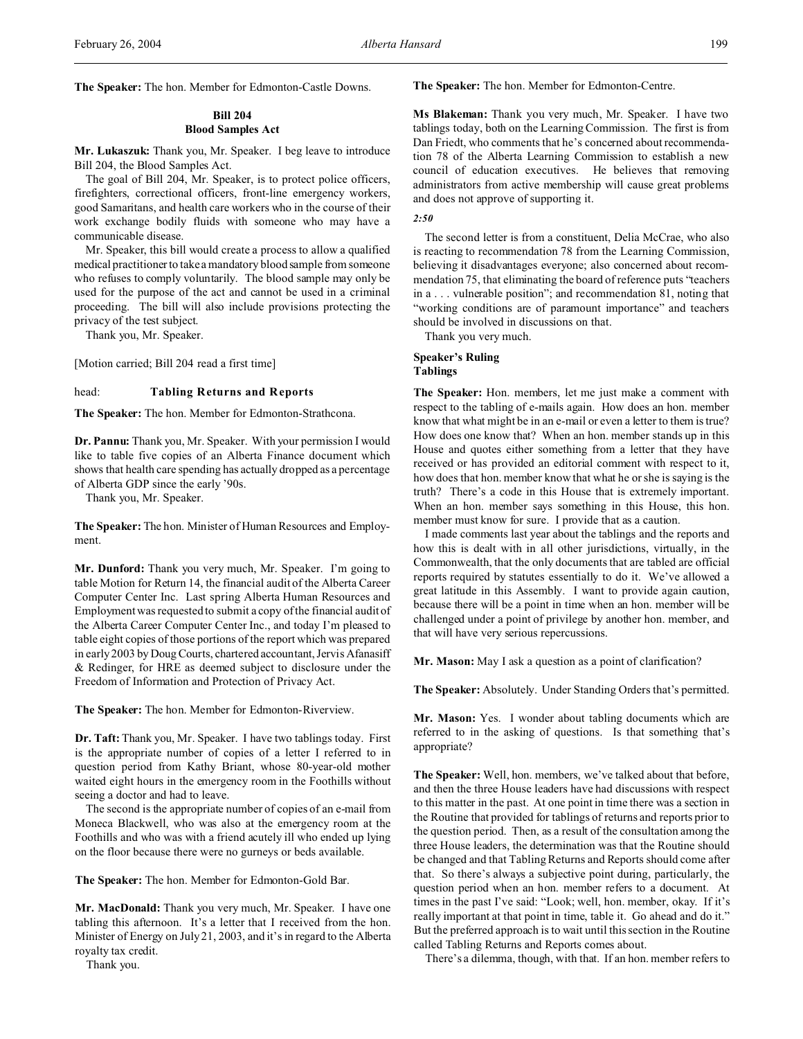**The Speaker:** The hon. Member for Edmonton-Castle Downs.

### Bill 204
### Blood Samples Act

**Mr. Lukaszuk:** Thank you, Mr. Speaker. I beg leave to introduce Bill 204, the Blood Samples Act.

The goal of Bill 204, Mr. Speaker, is to protect police officers, firefighters, correctional officers, front-line emergency workers, good Samaritans, and health care workers who in the course of their work exchange bodily fluids with someone who may have a communicable disease.

Mr. Speaker, this bill would create a process to allow a qualified medical practitioner to take a mandatory blood sample from someone who refuses to comply voluntarily. The blood sample may only be used for the purpose of the act and cannot be used in a criminal proceeding. The bill will also include provisions protecting the privacy of the test subject.

Thank you, Mr. Speaker.

[Motion carried; Bill 204 read a first time]

head: **Tabling Returns and Reports**

**The Speaker:** The hon. Member for Edmonton-Strathcona.

**Dr. Pannu:** Thank you, Mr. Speaker. With your permission I would like to table five copies of an Alberta Finance document which shows that health care spending has actually dropped as a percentage of Alberta GDP since the early '90s.

Thank you, Mr. Speaker.

**The Speaker:** The hon. Minister of Human Resources and Employment.

**Mr. Dunford:** Thank you very much, Mr. Speaker. I'm going to table Motion for Return 14, the financial audit of the Alberta Career Computer Center Inc. Last spring Alberta Human Resources and Employment was requested to submit a copy of the financial audit of the Alberta Career Computer Center Inc., and today I'm pleased to table eight copies of those portions of the report which was prepared in early 2003 by Doug Courts, chartered accountant, Jervis Afanasiff & Redinger, for HRE as deemed subject to disclosure under the Freedom of Information and Protection of Privacy Act.

**The Speaker:** The hon. Member for Edmonton-Riverview.

**Dr. Taft:** Thank you, Mr. Speaker. I have two tablings today. First is the appropriate number of copies of a letter I referred to in question period from Kathy Briant, whose 80-year-old mother waited eight hours in the emergency room in the Foothills without seeing a doctor and had to leave.

The second is the appropriate number of copies of an e-mail from Moneca Blackwell, who was also at the emergency room at the Foothills and who was with a friend acutely ill who ended up lying on the floor because there were no gurneys or beds available.

**The Speaker:** The hon. Member for Edmonton-Gold Bar.

**Mr. MacDonald:** Thank you very much, Mr. Speaker. I have one tabling this afternoon. It's a letter that I received from the hon. Minister of Energy on July 21, 2003, and it's in regard to the Alberta royalty tax credit.

Thank you.

**The Speaker:** The hon. Member for Edmonton-Centre.

**Ms Blakeman:** Thank you very much, Mr. Speaker. I have two tablings today, both on the Learning Commission. The first is from Dan Friedt, who comments that he's concerned about recommendation 78 of the Alberta Learning Commission to establish a new council of education executives. He believes that removing administrators from active membership will cause great problems and does not approve of supporting it.

*2:50*

The second letter is from a constituent, Delia McCrae, who also is reacting to recommendation 78 from the Learning Commission, believing it disadvantages everyone; also concerned about recommendation 75, that eliminating the board of reference puts "teachers in a . . . vulnerable position"; and recommendation 81, noting that "working conditions are of paramount importance" and teachers should be involved in discussions on that.

Thank you very much.

### Speaker's Ruling
### Tablings

**The Speaker:** Hon. members, let me just make a comment with respect to the tabling of e-mails again. How does an hon. member know that what might be in an e-mail or even a letter to them is true? How does one know that? When an hon. member stands up in this House and quotes either something from a letter that they have received or has provided an editorial comment with respect to it, how does that hon. member know that what he or she is saying is the truth? There's a code in this House that is extremely important. When an hon. member says something in this House, this hon. member must know for sure. I provide that as a caution.

I made comments last year about the tablings and the reports and how this is dealt with in all other jurisdictions, virtually, in the Commonwealth, that the only documents that are tabled are official reports required by statutes essentially to do it. We've allowed a great latitude in this Assembly. I want to provide again caution, because there will be a point in time when an hon. member will be challenged under a point of privilege by another hon. member, and that will have very serious repercussions.

**Mr. Mason:** May I ask a question as a point of clarification?

**The Speaker:** Absolutely. Under Standing Orders that's permitted.

**Mr. Mason:** Yes. I wonder about tabling documents which are referred to in the asking of questions. Is that something that's appropriate?

**The Speaker:** Well, hon. members, we've talked about that before, and then the three House leaders have had discussions with respect to this matter in the past. At one point in time there was a section in the Routine that provided for tablings of returns and reports prior to the question period. Then, as a result of the consultation among the three House leaders, the determination was that the Routine should be changed and that Tabling Returns and Reports should come after that. So there's always a subjective point during, particularly, the question period when an hon. member refers to a document. At times in the past I've said: "Look; well, hon. member, okay. If it's really important at that point in time, table it. Go ahead and do it." But the preferred approach is to wait until this section in the Routine called Tabling Returns and Reports comes about.

There's a dilemma, though, with that. If an hon. member refers to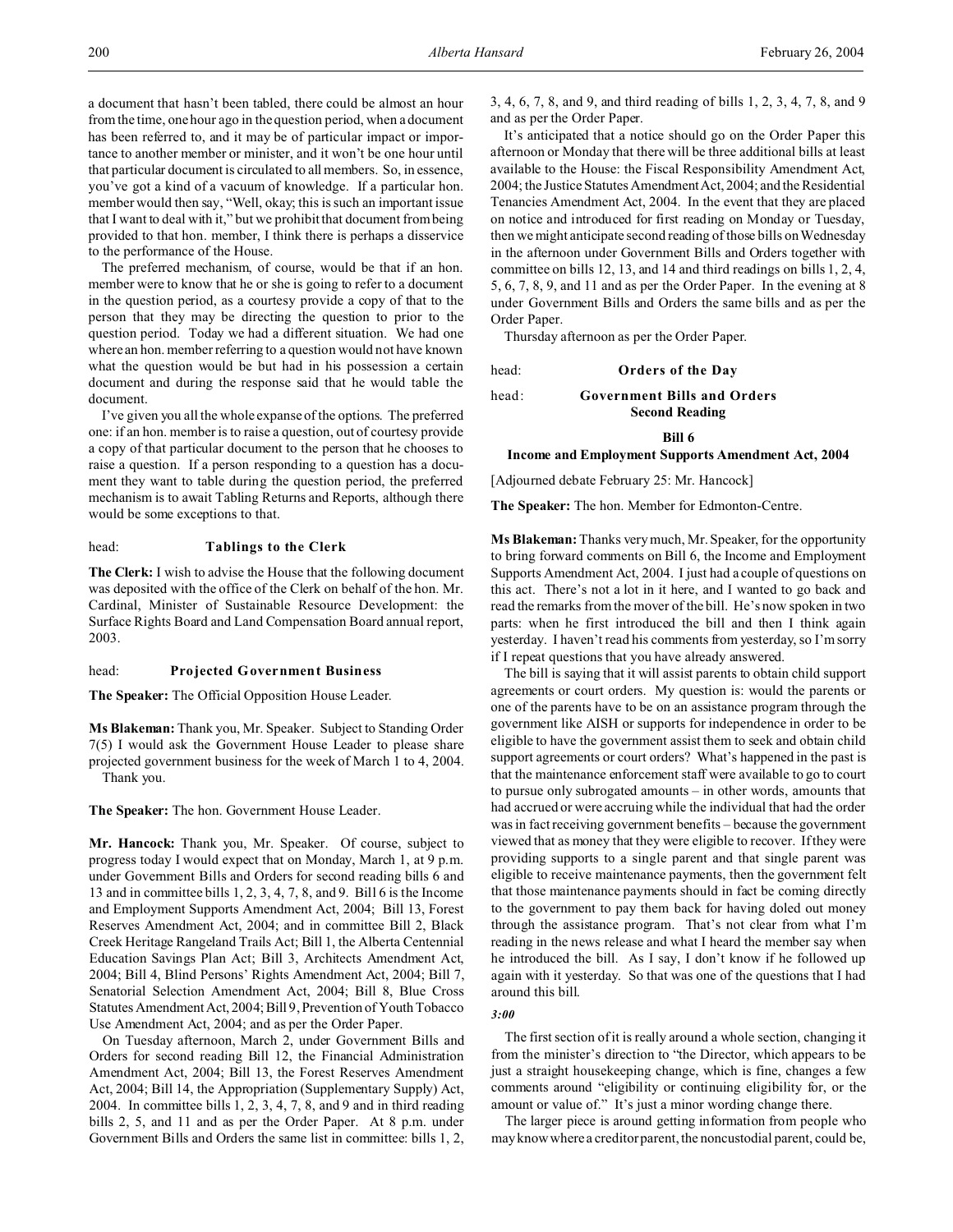a document that hasn't been tabled, there could be almost an hour from the time, one hour ago in the question period, when a document has been referred to, and it may be of particular impact or importance to another member or minister, and it won't be one hour until that particular document is circulated to all members. So, in essence, you've got a kind of a vacuum of knowledge. If a particular hon. member would then say, "Well, okay; this is such an important issue that I want to deal with it," but we prohibit that document from being provided to that hon. member, I think there is perhaps a disservice to the performance of the House.

The preferred mechanism, of course, would be that if an hon. member were to know that he or she is going to refer to a document in the question period, as a courtesy provide a copy of that to the person that they may be directing the question to prior to the question period. Today we had a different situation. We had one where an hon. member referring to a question would not have known what the question would be but had in his possession a certain document and during the response said that he would table the document.

I've given you all the whole expanse of the options. The preferred one: if an hon. member is to raise a question, out of courtesy provide a copy of that particular document to the person that he chooses to raise a question. If a person responding to a question has a document they want to table during the question period, the preferred mechanism is to await Tabling Returns and Reports, although there would be some exceptions to that.

head: **Tablings to the Clerk**

**The Clerk:** I wish to advise the House that the following document was deposited with the office of the Clerk on behalf of the hon. Mr. Cardinal, Minister of Sustainable Resource Development: the Surface Rights Board and Land Compensation Board annual report, 2003.

head: **Projected Government Business**

**The Speaker:** The Official Opposition House Leader.

**Ms Blakeman:** Thank you, Mr. Speaker. Subject to Standing Order 7(5) I would ask the Government House Leader to please share projected government business for the week of March 1 to 4, 2004.

Thank you.

**The Speaker:** The hon. Government House Leader.

**Mr. Hancock:** Thank you, Mr. Speaker. Of course, subject to progress today I would expect that on Monday, March 1, at 9 p.m. under Government Bills and Orders for second reading bills 6 and 13 and in committee bills 1, 2, 3, 4, 7, 8, and 9. Bill 6 is the Income and Employment Supports Amendment Act, 2004; Bill 13, Forest Reserves Amendment Act, 2004; and in committee Bill 2, Black Creek Heritage Rangeland Trails Act; Bill 1, the Alberta Centennial Education Savings Plan Act; Bill 3, Architects Amendment Act, 2004; Bill 4, Blind Persons' Rights Amendment Act, 2004; Bill 7, Senatorial Selection Amendment Act, 2004; Bill 8, Blue Cross Statutes Amendment Act, 2004; Bill 9, Prevention of Youth Tobacco Use Amendment Act, 2004; and as per the Order Paper.

On Tuesday afternoon, March 2, under Government Bills and Orders for second reading Bill 12, the Financial Administration Amendment Act, 2004; Bill 13, the Forest Reserves Amendment Act, 2004; Bill 14, the Appropriation (Supplementary Supply) Act, 2004. In committee bills 1, 2, 3, 4, 7, 8, and 9 and in third reading bills 2, 5, and 11 and as per the Order Paper. At 8 p.m. under Government Bills and Orders the same list in committee: bills 1, 2, 3, 4, 6, 7, 8, and 9, and third reading of bills 1, 2, 3, 4, 7, 8, and 9 and as per the Order Paper.

It's anticipated that a notice should go on the Order Paper this afternoon or Monday that there will be three additional bills at least available to the House: the Fiscal Responsibility Amendment Act, 2004; the Justice Statutes Amendment Act, 2004; and the Residential Tenancies Amendment Act, 2004. In the event that they are placed on notice and introduced for first reading on Monday or Tuesday, then we might anticipate second reading of those bills on Wednesday in the afternoon under Government Bills and Orders together with committee on bills 12, 13, and 14 and third readings on bills 1, 2, 4, 5, 6, 7, 8, 9, and 11 and as per the Order Paper. In the evening at 8 under Government Bills and Orders the same bills and as per the Order Paper.

Thursday afternoon as per the Order Paper.

head: **Orders of the Day**

head: **Government Bills and Orders**
**Second Reading**

**Bill 6**
**Income and Employment Supports Amendment Act, 2004**

[Adjourned debate February 25: Mr. Hancock]

**The Speaker:** The hon. Member for Edmonton-Centre.

**Ms Blakeman:** Thanks very much, Mr. Speaker, for the opportunity to bring forward comments on Bill 6, the Income and Employment Supports Amendment Act, 2004. I just had a couple of questions on this act. There's not a lot in it here, and I wanted to go back and read the remarks from the mover of the bill. He's now spoken in two parts: when he first introduced the bill and then I think again yesterday. I haven't read his comments from yesterday, so I'm sorry if I repeat questions that you have already answered.

The bill is saying that it will assist parents to obtain child support agreements or court orders. My question is: would the parents or one of the parents have to be on an assistance program through the government like AISH or supports for independence in order to be eligible to have the government assist them to seek and obtain child support agreements or court orders? What's happened in the past is that the maintenance enforcement staff were available to go to court to pursue only subrogated amounts – in other words, amounts that had accrued or were accruing while the individual that had the order was in fact receiving government benefits – because the government viewed that as money that they were eligible to recover. If they were providing supports to a single parent and that single parent was eligible to receive maintenance payments, then the government felt that those maintenance payments should in fact be coming directly to the government to pay them back for having doled out money through the assistance program. That's not clear from what I'm reading in the news release and what I heard the member say when he introduced the bill. As I say, I don't know if he followed up again with it yesterday. So that was one of the questions that I had around this bill.

*3:00*

The first section of it is really around a whole section, changing it from the minister's direction to "the Director, which appears to be just a straight housekeeping change, which is fine, changes a few comments around "eligibility or continuing eligibility for, or the amount or value of." It's just a minor wording change there.

The larger piece is around getting information from people who may know where a creditor parent, the noncustodial parent, could be,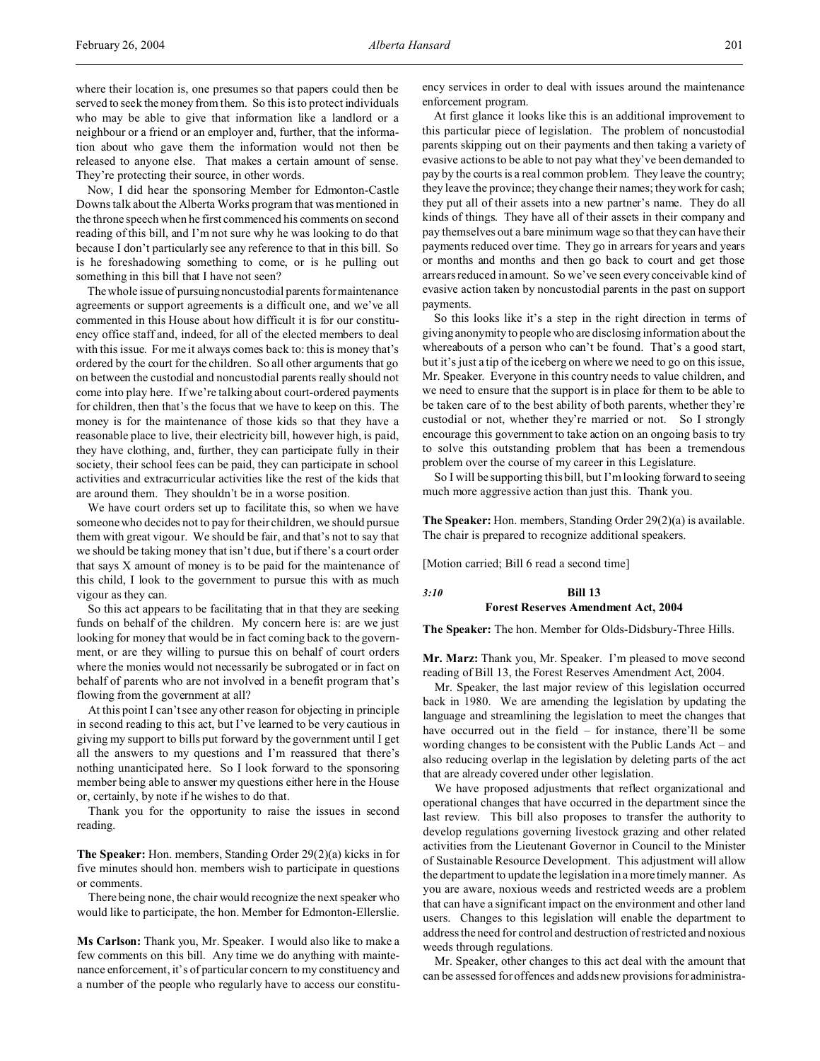where their location is, one presumes so that papers could then be served to seek the money from them. So this is to protect individuals who may be able to give that information like a landlord or a neighbour or a friend or an employer and, further, that the information about who gave them the information would not then be released to anyone else. That makes a certain amount of sense. They're protecting their source, in other words.

Now, I did hear the sponsoring Member for Edmonton-Castle Downs talk about the Alberta Works program that was mentioned in the throne speech when he first commenced his comments on second reading of this bill, and I'm not sure why he was looking to do that because I don't particularly see any reference to that in this bill. So is he foreshadowing something to come, or is he pulling out something in this bill that I have not seen?

The whole issue of pursuing noncustodial parents for maintenance agreements or support agreements is a difficult one, and we've all commented in this House about how difficult it is for our constituency office staff and, indeed, for all of the elected members to deal with this issue. For me it always comes back to: this is money that's ordered by the court for the children. So all other arguments that go on between the custodial and noncustodial parents really should not come into play here. If we're talking about court-ordered payments for children, then that's the focus that we have to keep on this. The money is for the maintenance of those kids so that they have a reasonable place to live, their electricity bill, however high, is paid, they have clothing, and, further, they can participate fully in their society, their school fees can be paid, they can participate in school activities and extracurricular activities like the rest of the kids that are around them. They shouldn't be in a worse position.

We have court orders set up to facilitate this, so when we have someone who decides not to pay for their children, we should pursue them with great vigour. We should be fair, and that's not to say that we should be taking money that isn't due, but if there's a court order that says X amount of money is to be paid for the maintenance of this child, I look to the government to pursue this with as much vigour as they can.

So this act appears to be facilitating that in that they are seeking funds on behalf of the children. My concern here is: are we just looking for money that would be in fact coming back to the government, or are they willing to pursue this on behalf of court orders where the monies would not necessarily be subrogated or in fact on behalf of parents who are not involved in a benefit program that's flowing from the government at all?

At this point I can't see any other reason for objecting in principle in second reading to this act, but I've learned to be very cautious in giving my support to bills put forward by the government until I get all the answers to my questions and I'm reassured that there's nothing unanticipated here. So I look forward to the sponsoring member being able to answer my questions either here in the House or, certainly, by note if he wishes to do that.

Thank you for the opportunity to raise the issues in second reading.

**The Speaker:** Hon. members, Standing Order 29(2)(a) kicks in for five minutes should hon. members wish to participate in questions or comments.

There being none, the chair would recognize the next speaker who would like to participate, the hon. Member for Edmonton-Ellerslie.

**Ms Carlson:** Thank you, Mr. Speaker. I would also like to make a few comments on this bill. Any time we do anything with maintenance enforcement, it's of particular concern to my constituency and a number of the people who regularly have to access our constituency services in order to deal with issues around the maintenance enforcement program.

At first glance it looks like this is an additional improvement to this particular piece of legislation. The problem of noncustodial parents skipping out on their payments and then taking a variety of evasive actions to be able to not pay what they've been demanded to pay by the courts is a real common problem. They leave the country; they leave the province; they change their names; they work for cash; they put all of their assets into a new partner's name. They do all kinds of things. They have all of their assets in their company and pay themselves out a bare minimum wage so that they can have their payments reduced over time. They go in arrears for years and years or months and months and then go back to court and get those arrears reduced in amount. So we've seen every conceivable kind of evasive action taken by noncustodial parents in the past on support payments.

So this looks like it's a step in the right direction in terms of giving anonymity to people who are disclosing information about the whereabouts of a person who can't be found. That's a good start, but it's just a tip of the iceberg on where we need to go on this issue, Mr. Speaker. Everyone in this country needs to value children, and we need to ensure that the support is in place for them to be able to be taken care of to the best ability of both parents, whether they're custodial or not, whether they're married or not. So I strongly encourage this government to take action on an ongoing basis to try to solve this outstanding problem that has been a tremendous problem over the course of my career in this Legislature.

So I will be supporting this bill, but I'm looking forward to seeing much more aggressive action than just this. Thank you.

**The Speaker:** Hon. members, Standing Order 29(2)(a) is available. The chair is prepared to recognize additional speakers.

[Motion carried; Bill 6 read a second time]

*3:10*

## Bill 13
## Forest Reserves Amendment Act, 2004

**The Speaker:** The hon. Member for Olds-Didsbury-Three Hills.

**Mr. Marz:** Thank you, Mr. Speaker. I'm pleased to move second reading of Bill 13, the Forest Reserves Amendment Act, 2004.

Mr. Speaker, the last major review of this legislation occurred back in 1980. We are amending the legislation by updating the language and streamlining the legislation to meet the changes that have occurred out in the field – for instance, there'll be some wording changes to be consistent with the Public Lands Act – and also reducing overlap in the legislation by deleting parts of the act that are already covered under other legislation.

We have proposed adjustments that reflect organizational and operational changes that have occurred in the department since the last review. This bill also proposes to transfer the authority to develop regulations governing livestock grazing and other related activities from the Lieutenant Governor in Council to the Minister of Sustainable Resource Development. This adjustment will allow the department to update the legislation in a more timely manner. As you are aware, noxious weeds and restricted weeds are a problem that can have a significant impact on the environment and other land users. Changes to this legislation will enable the department to address the need for control and destruction of restricted and noxious weeds through regulations.

Mr. Speaker, other changes to this act deal with the amount that can be assessed for offences and adds new provisions for administra-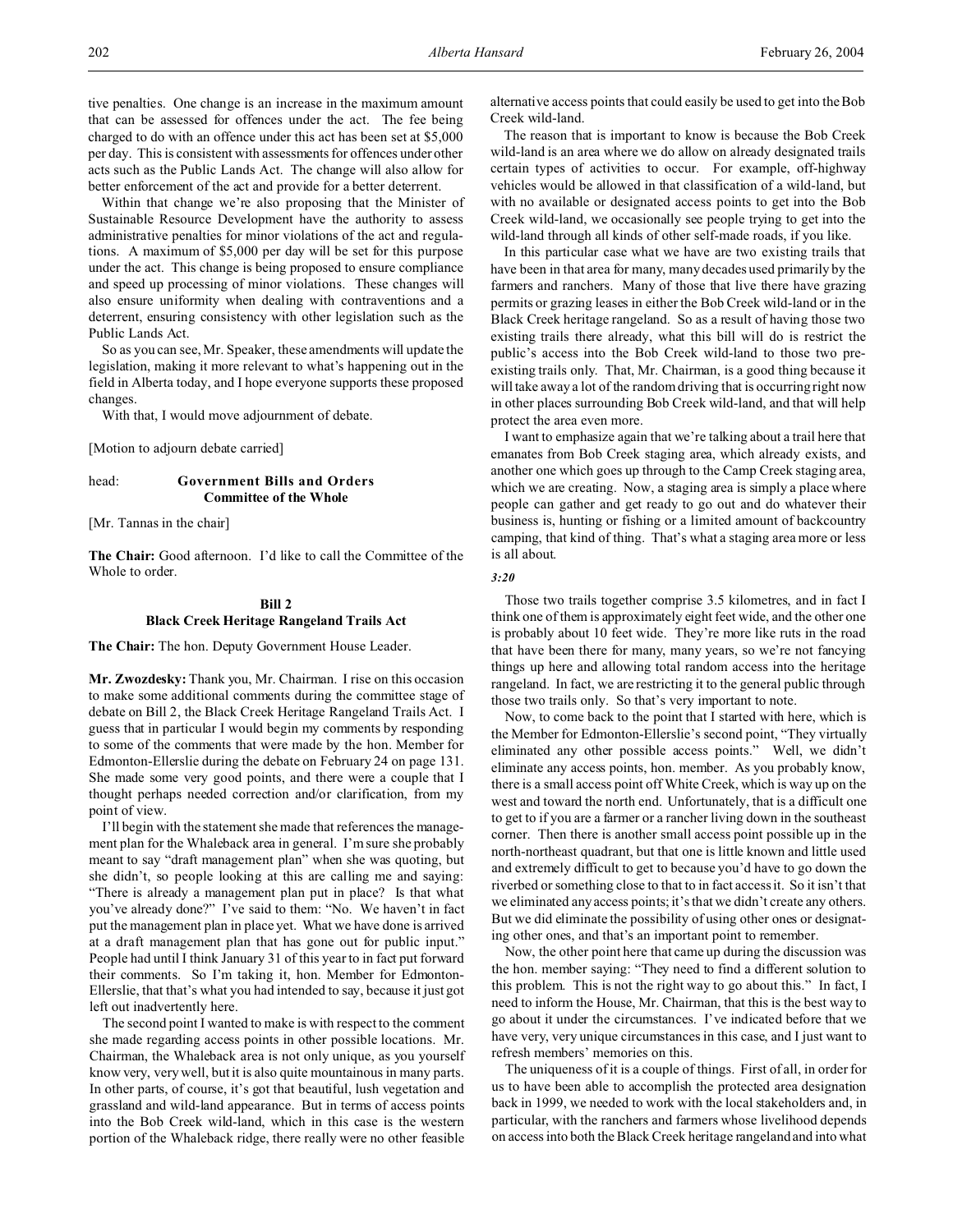tive penalties. One change is an increase in the maximum amount that can be assessed for offences under the act. The fee being charged to do with an offence under this act has been set at $5,000 per day. This is consistent with assessments for offences under other acts such as the Public Lands Act. The change will also allow for better enforcement of the act and provide for a better deterrent.

Within that change we're also proposing that the Minister of Sustainable Resource Development have the authority to assess administrative penalties for minor violations of the act and regulations. A maximum of $5,000 per day will be set for this purpose under the act. This change is being proposed to ensure compliance and speed up processing of minor violations. These changes will also ensure uniformity when dealing with contraventions and a deterrent, ensuring consistency with other legislation such as the Public Lands Act.

So as you can see, Mr. Speaker, these amendments will update the legislation, making it more relevant to what's happening out in the field in Alberta today, and I hope everyone supports these proposed changes.

With that, I would move adjournment of debate.

[Motion to adjourn debate carried]

head: **Government Bills and Orders**
**Committee of the Whole**

[Mr. Tannas in the chair]

**The Chair:** Good afternoon. I'd like to call the Committee of the Whole to order.

**Bill 2**
**Black Creek Heritage Rangeland Trails Act**

**The Chair:** The hon. Deputy Government House Leader.

**Mr. Zwozdesky:** Thank you, Mr. Chairman. I rise on this occasion to make some additional comments during the committee stage of debate on Bill 2, the Black Creek Heritage Rangeland Trails Act. I guess that in particular I would begin my comments by responding to some of the comments that were made by the hon. Member for Edmonton-Ellerslie during the debate on February 24 on page 131. She made some very good points, and there were a couple that I thought perhaps needed correction and/or clarification, from my point of view.

I'll begin with the statement she made that references the management plan for the Whaleback area in general. I'm sure she probably meant to say "draft management plan" when she was quoting, but she didn't, so people looking at this are calling me and saying: "There is already a management plan put in place? Is that what you've already done?" I've said to them: "No. We haven't in fact put the management plan in place yet. What we have done is arrived at a draft management plan that has gone out for public input." People had until I think January 31 of this year to in fact put forward their comments. So I'm taking it, hon. Member for Edmonton-Ellerslie, that that's what you had intended to say, because it just got left out inadvertently here.

The second point I wanted to make is with respect to the comment she made regarding access points in other possible locations. Mr. Chairman, the Whaleback area is not only unique, as you yourself know very, very well, but it is also quite mountainous in many parts. In other parts, of course, it's got that beautiful, lush vegetation and grassland and wild-land appearance. But in terms of access points into the Bob Creek wild-land, which in this case is the western portion of the Whaleback ridge, there really were no other feasible alternative access points that could easily be used to get into the Bob Creek wild-land.

The reason that is important to know is because the Bob Creek wild-land is an area where we do allow on already designated trails certain types of activities to occur. For example, off-highway vehicles would be allowed in that classification of a wild-land, but with no available or designated access points to get into the Bob Creek wild-land, we occasionally see people trying to get into the wild-land through all kinds of other self-made roads, if you like.

In this particular case what we have are two existing trails that have been in that area for many, many decades used primarily by the farmers and ranchers. Many of those that live there have grazing permits or grazing leases in either the Bob Creek wild-land or in the Black Creek heritage rangeland. So as a result of having those two existing trails there already, what this bill will do is restrict the public's access into the Bob Creek wild-land to those two pre-existing trails only. That, Mr. Chairman, is a good thing because it will take away a lot of the random driving that is occurring right now in other places surrounding Bob Creek wild-land, and that will help protect the area even more.

I want to emphasize again that we're talking about a trail here that emanates from Bob Creek staging area, which already exists, and another one which goes up through to the Camp Creek staging area, which we are creating. Now, a staging area is simply a place where people can gather and get ready to go out and do whatever their business is, hunting or fishing or a limited amount of backcountry camping, that kind of thing. That's what a staging area more or less is all about.

*3:20*

Those two trails together comprise 3.5 kilometres, and in fact I think one of them is approximately eight feet wide, and the other one is probably about 10 feet wide. They're more like ruts in the road that have been there for many, many years, so we're not fancying things up here and allowing total random access into the heritage rangeland. In fact, we are restricting it to the general public through those two trails only. So that's very important to note.

Now, to come back to the point that I started with here, which is the Member for Edmonton-Ellerslie's second point, "They virtually eliminated any other possible access points." Well, we didn't eliminate any access points, hon. member. As you probably know, there is a small access point off White Creek, which is way up on the west and toward the north end. Unfortunately, that is a difficult one to get to if you are a farmer or a rancher living down in the southeast corner. Then there is another small access point possible up in the north-northeast quadrant, but that one is little known and little used and extremely difficult to get to because you'd have to go down the riverbed or something close to that to in fact access it. So it isn't that we eliminated any access points; it's that we didn't create any others. But we did eliminate the possibility of using other ones or designating other ones, and that's an important point to remember.

Now, the other point here that came up during the discussion was the hon. member saying: "They need to find a different solution to this problem. This is not the right way to go about this." In fact, I need to inform the House, Mr. Chairman, that this is the best way to go about it under the circumstances. I've indicated before that we have very, very unique circumstances in this case, and I just want to refresh members' memories on this.

The uniqueness of it is a couple of things. First of all, in order for us to have been able to accomplish the protected area designation back in 1999, we needed to work with the local stakeholders and, in particular, with the ranchers and farmers whose livelihood depends on access into both the Black Creek heritage rangeland and into what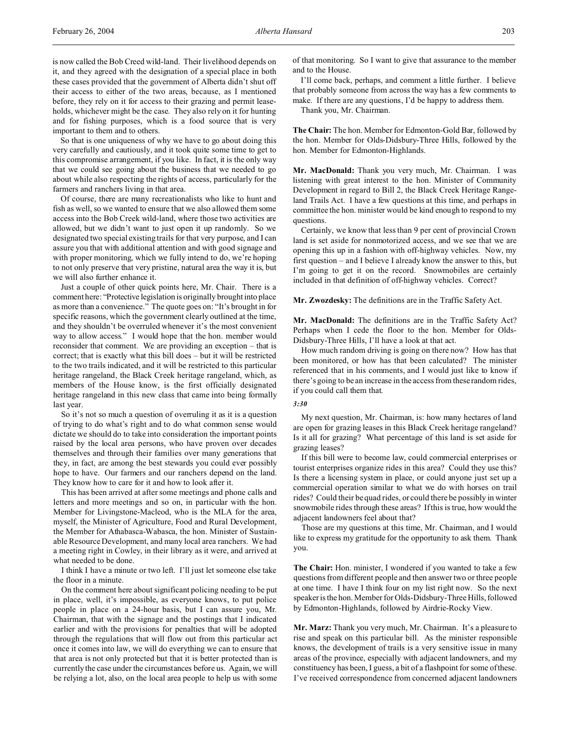is now called the Bob Creed wild-land. Their livelihood depends on it, and they agreed with the designation of a special place in both these cases provided that the government of Alberta didn't shut off their access to either of the two areas, because, as I mentioned before, they rely on it for access to their grazing and permit leaseholds, whichever might be the case. They also rely on it for hunting and for fishing purposes, which is a food source that is very important to them and to others.

So that is one uniqueness of why we have to go about doing this very carefully and cautiously, and it took quite some time to get to this compromise arrangement, if you like. In fact, it is the only way that we could see going about the business that we needed to go about while also respecting the rights of access, particularly for the farmers and ranchers living in that area.

Of course, there are many recreationalists who like to hunt and fish as well, so we wanted to ensure that we also allowed them some access into the Bob Creek wild-land, where those two activities are allowed, but we didn't want to just open it up randomly. So we designated two special existing trails for that very purpose, and I can assure you that with additional attention and with good signage and with proper monitoring, which we fully intend to do, we're hoping to not only preserve that very pristine, natural area the way it is, but we will also further enhance it.

Just a couple of other quick points here, Mr. Chair. There is a comment here: "Protective legislation is originally brought into place as more than a convenience." The quote goes on: "It's brought in for specific reasons, which the government clearly outlined at the time, and they shouldn't be overruled whenever it's the most convenient way to allow access." I would hope that the hon. member would reconsider that comment. We are providing an exception – that is correct; that is exactly what this bill does – but it will be restricted to the two trails indicated, and it will be restricted to this particular heritage rangeland, the Black Creek heritage rangeland, which, as members of the House know, is the first officially designated heritage rangeland in this new class that came into being formally last year.

So it's not so much a question of overruling it as it is a question of trying to do what's right and to do what common sense would dictate we should do to take into consideration the important points raised by the local area persons, who have proven over decades themselves and through their families over many generations that they, in fact, are among the best stewards you could ever possibly hope to have. Our farmers and our ranchers depend on the land. They know how to care for it and how to look after it.

This has been arrived at after some meetings and phone calls and letters and more meetings and so on, in particular with the hon. Member for Livingstone-Macleod, who is the MLA for the area, myself, the Minister of Agriculture, Food and Rural Development, the Member for Athabasca-Wabasca, the hon. Minister of Sustainable Resource Development, and many local area ranchers. We had a meeting right in Cowley, in their library as it were, and arrived at what needed to be done.

I think I have a minute or two left. I'll just let someone else take the floor in a minute.

On the comment here about significant policing needing to be put in place, well, it's impossible, as everyone knows, to put police people in place on a 24-hour basis, but I can assure you, Mr. Chairman, that with the signage and the postings that I indicated earlier and with the provisions for penalties that will be adopted through the regulations that will flow out from this particular act once it comes into law, we will do everything we can to ensure that that area is not only protected but that it is better protected than is currently the case under the circumstances before us. Again, we will be relying a lot, also, on the local area people to help us with some of that monitoring. So I want to give that assurance to the member and to the House.

I'll come back, perhaps, and comment a little further. I believe that probably someone from across the way has a few comments to make. If there are any questions, I'd be happy to address them.

Thank you, Mr. Chairman.

**The Chair:** The hon. Member for Edmonton-Gold Bar, followed by the hon. Member for Olds-Didsbury-Three Hills, followed by the hon. Member for Edmonton-Highlands.

**Mr. MacDonald:** Thank you very much, Mr. Chairman. I was listening with great interest to the hon. Minister of Community Development in regard to Bill 2, the Black Creek Heritage Rangeland Trails Act. I have a few questions at this time, and perhaps in committee the hon. minister would be kind enough to respond to my questions.

Certainly, we know that less than 9 per cent of provincial Crown land is set aside for nonmotorized access, and we see that we are opening this up in a fashion with off-highway vehicles. Now, my first question – and I believe I already know the answer to this, but I'm going to get it on the record. Snowmobiles are certainly included in that definition of off-highway vehicles. Correct?

**Mr. Zwozdesky:** The definitions are in the Traffic Safety Act.

**Mr. MacDonald:** The definitions are in the Traffic Safety Act? Perhaps when I cede the floor to the hon. Member for Olds-Didsbury-Three Hills, I'll have a look at that act.

How much random driving is going on there now? How has that been monitored, or how has that been calculated? The minister referenced that in his comments, and I would just like to know if there's going to be an increase in the access from these random rides, if you could call them that.

*3:30*

My next question, Mr. Chairman, is: how many hectares of land are open for grazing leases in this Black Creek heritage rangeland? Is it all for grazing? What percentage of this land is set aside for grazing leases?

If this bill were to become law, could commercial enterprises or tourist enterprises organize rides in this area? Could they use this? Is there a licensing system in place, or could anyone just set up a commercial operation similar to what we do with horses on trail rides? Could their be quad rides, or could there be possibly in winter snowmobile rides through these areas? If this is true, how would the adjacent landowners feel about that?

Those are my questions at this time, Mr. Chairman, and I would like to express my gratitude for the opportunity to ask them. Thank you.

**The Chair:** Hon. minister, I wondered if you wanted to take a few questions from different people and then answer two or three people at one time. I have I think four on my list right now. So the next speaker is the hon. Member for Olds-Didsbury-Three Hills, followed by Edmonton-Highlands, followed by Airdrie-Rocky View.

**Mr. Marz:** Thank you very much, Mr. Chairman. It's a pleasure to rise and speak on this particular bill. As the minister responsible knows, the development of trails is a very sensitive issue in many areas of the province, especially with adjacent landowners, and my constituency has been, I guess, a bit of a flashpoint for some of these. I've received correspondence from concerned adjacent landowners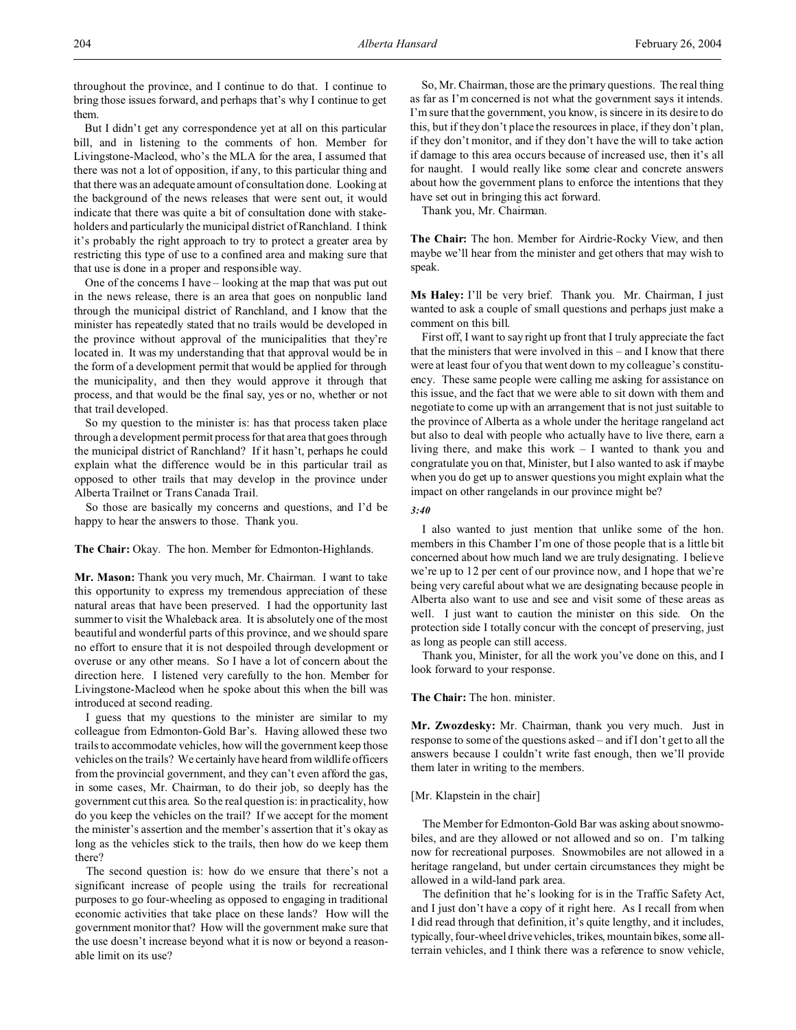throughout the province, and I continue to do that. I continue to bring those issues forward, and perhaps that's why I continue to get them.

But I didn't get any correspondence yet at all on this particular bill, and in listening to the comments of hon. Member for Livingstone-Macleod, who's the MLA for the area, I assumed that there was not a lot of opposition, if any, to this particular thing and that there was an adequate amount of consultation done. Looking at the background of the news releases that were sent out, it would indicate that there was quite a bit of consultation done with stakeholders and particularly the municipal district of Ranchland. I think it's probably the right approach to try to protect a greater area by restricting this type of use to a confined area and making sure that that use is done in a proper and responsible way.

One of the concerns I have – looking at the map that was put out in the news release, there is an area that goes on nonpublic land through the municipal district of Ranchland, and I know that the minister has repeatedly stated that no trails would be developed in the province without approval of the municipalities that they're located in. It was my understanding that that approval would be in the form of a development permit that would be applied for through the municipality, and then they would approve it through that process, and that would be the final say, yes or no, whether or not that trail developed.

So my question to the minister is: has that process taken place through a development permit process for that area that goes through the municipal district of Ranchland? If it hasn't, perhaps he could explain what the difference would be in this particular trail as opposed to other trails that may develop in the province under Alberta Trailnet or Trans Canada Trail.

So those are basically my concerns and questions, and I'd be happy to hear the answers to those. Thank you.

**The Chair:** Okay. The hon. Member for Edmonton-Highlands.

**Mr. Mason:** Thank you very much, Mr. Chairman. I want to take this opportunity to express my tremendous appreciation of these natural areas that have been preserved. I had the opportunity last summer to visit the Whaleback area. It is absolutely one of the most beautiful and wonderful parts of this province, and we should spare no effort to ensure that it is not despoiled through development or overuse or any other means. So I have a lot of concern about the direction here. I listened very carefully to the hon. Member for Livingstone-Macleod when he spoke about this when the bill was introduced at second reading.

I guess that my questions to the minister are similar to my colleague from Edmonton-Gold Bar's. Having allowed these two trails to accommodate vehicles, how will the government keep those vehicles on the trails? We certainly have heard from wildlife officers from the provincial government, and they can't even afford the gas, in some cases, Mr. Chairman, to do their job, so deeply has the government cut this area. So the real question is: in practicality, how do you keep the vehicles on the trail? If we accept for the moment the minister's assertion and the member's assertion that it's okay as long as the vehicles stick to the trails, then how do we keep them there?

The second question is: how do we ensure that there's not a significant increase of people using the trails for recreational purposes to go four-wheeling as opposed to engaging in traditional economic activities that take place on these lands? How will the government monitor that? How will the government make sure that the use doesn't increase beyond what it is now or beyond a reasonable limit on its use?

So, Mr. Chairman, those are the primary questions. The real thing as far as I'm concerned is not what the government says it intends. I'm sure that the government, you know, is sincere in its desire to do this, but if they don't place the resources in place, if they don't plan, if they don't monitor, and if they don't have the will to take action if damage to this area occurs because of increased use, then it's all for naught. I would really like some clear and concrete answers about how the government plans to enforce the intentions that they have set out in bringing this act forward.

Thank you, Mr. Chairman.

**The Chair:** The hon. Member for Airdrie-Rocky View, and then maybe we'll hear from the minister and get others that may wish to speak.

**Ms Haley:** I'll be very brief. Thank you. Mr. Chairman, I just wanted to ask a couple of small questions and perhaps just make a comment on this bill.

First off, I want to say right up front that I truly appreciate the fact that the ministers that were involved in this – and I know that there were at least four of you that went down to my colleague's constituency. These same people were calling me asking for assistance on this issue, and the fact that we were able to sit down with them and negotiate to come up with an arrangement that is not just suitable to the province of Alberta as a whole under the heritage rangeland act but also to deal with people who actually have to live there, earn a living there, and make this work – I wanted to thank you and congratulate you on that, Minister, but I also wanted to ask if maybe when you do get up to answer questions you might explain what the impact on other rangelands in our province might be?

*3:40*

I also wanted to just mention that unlike some of the hon. members in this Chamber I'm one of those people that is a little bit concerned about how much land we are truly designating. I believe we're up to 12 per cent of our province now, and I hope that we're being very careful about what we are designating because people in Alberta also want to use and see and visit some of these areas as well. I just want to caution the minister on this side. On the protection side I totally concur with the concept of preserving, just as long as people can still access.

Thank you, Minister, for all the work you've done on this, and I look forward to your response.

**The Chair:** The hon. minister.

**Mr. Zwozdesky:** Mr. Chairman, thank you very much. Just in response to some of the questions asked – and if I don't get to all the answers because I couldn't write fast enough, then we'll provide them later in writing to the members.

[Mr. Klapstein in the chair]

The Member for Edmonton-Gold Bar was asking about snowmobiles, and are they allowed or not allowed and so on. I'm talking now for recreational purposes. Snowmobiles are not allowed in a heritage rangeland, but under certain circumstances they might be allowed in a wild-land park area.

The definition that he's looking for is in the Traffic Safety Act, and I just don't have a copy of it right here. As I recall from when I did read through that definition, it's quite lengthy, and it includes, typically, four-wheel drive vehicles, trikes, mountain bikes, some all-terrain vehicles, and I think there was a reference to snow vehicle,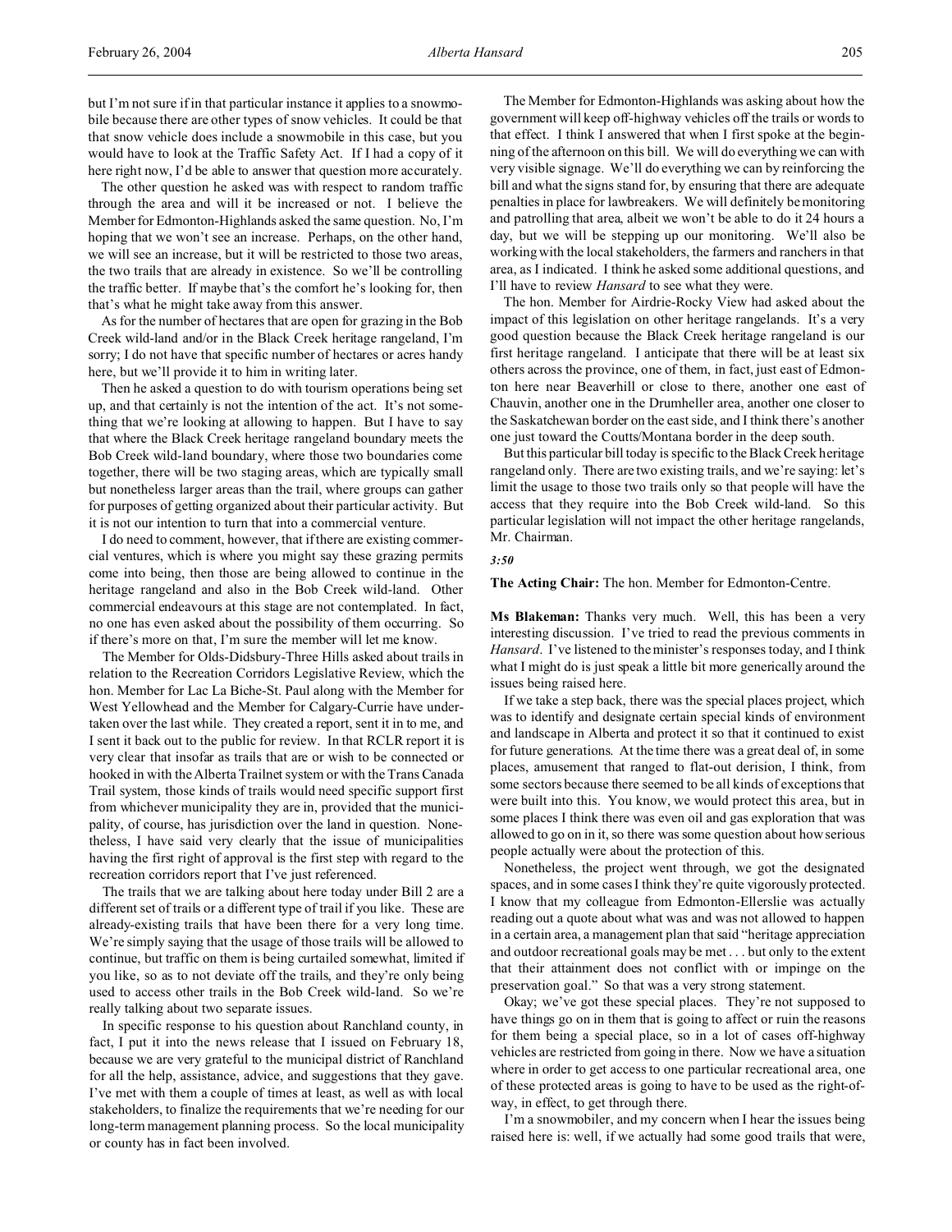but I'm not sure if in that particular instance it applies to a snowmobile because there are other types of snow vehicles. It could be that that snow vehicle does include a snowmobile in this case, but you would have to look at the Traffic Safety Act. If I had a copy of it here right now, I'd be able to answer that question more accurately.

The other question he asked was with respect to random traffic through the area and will it be increased or not. I believe the Member for Edmonton-Highlands asked the same question. No, I'm hoping that we won't see an increase. Perhaps, on the other hand, we will see an increase, but it will be restricted to those two areas, the two trails that are already in existence. So we'll be controlling the traffic better. If maybe that's the comfort he's looking for, then that's what he might take away from this answer.

As for the number of hectares that are open for grazing in the Bob Creek wild-land and/or in the Black Creek heritage rangeland, I'm sorry; I do not have that specific number of hectares or acres handy here, but we'll provide it to him in writing later.

Then he asked a question to do with tourism operations being set up, and that certainly is not the intention of the act. It's not something that we're looking at allowing to happen. But I have to say that where the Black Creek heritage rangeland boundary meets the Bob Creek wild-land boundary, where those two boundaries come together, there will be two staging areas, which are typically small but nonetheless larger areas than the trail, where groups can gather for purposes of getting organized about their particular activity. But it is not our intention to turn that into a commercial venture.

I do need to comment, however, that if there are existing commercial ventures, which is where you might say these grazing permits come into being, then those are being allowed to continue in the heritage rangeland and also in the Bob Creek wild-land. Other commercial endeavours at this stage are not contemplated. In fact, no one has even asked about the possibility of them occurring. So if there's more on that, I'm sure the member will let me know.

The Member for Olds-Didsbury-Three Hills asked about trails in relation to the Recreation Corridors Legislative Review, which the hon. Member for Lac La Biche-St. Paul along with the Member for West Yellowhead and the Member for Calgary-Currie have undertaken over the last while. They created a report, sent it in to me, and I sent it back out to the public for review. In that RCLR report it is very clear that insofar as trails that are or wish to be connected or hooked in with the Alberta Trailnet system or with the Trans Canada Trail system, those kinds of trails would need specific support first from whichever municipality they are in, provided that the municipality, of course, has jurisdiction over the land in question. Nonetheless, I have said very clearly that the issue of municipalities having the first right of approval is the first step with regard to the recreation corridors report that I've just referenced.

The trails that we are talking about here today under Bill 2 are a different set of trails or a different type of trail if you like. These are already-existing trails that have been there for a very long time. We're simply saying that the usage of those trails will be allowed to continue, but traffic on them is being curtailed somewhat, limited if you like, so as to not deviate off the trails, and they're only being used to access other trails in the Bob Creek wild-land. So we're really talking about two separate issues.

In specific response to his question about Ranchland county, in fact, I put it into the news release that I issued on February 18, because we are very grateful to the municipal district of Ranchland for all the help, assistance, advice, and suggestions that they gave. I've met with them a couple of times at least, as well as with local stakeholders, to finalize the requirements that we're needing for our long-term management planning process. So the local municipality or county has in fact been involved.

The Member for Edmonton-Highlands was asking about how the government will keep off-highway vehicles off the trails or words to that effect. I think I answered that when I first spoke at the beginning of the afternoon on this bill. We will do everything we can with very visible signage. We'll do everything we can by reinforcing the bill and what the signs stand for, by ensuring that there are adequate penalties in place for lawbreakers. We will definitely be monitoring and patrolling that area, albeit we won't be able to do it 24 hours a day, but we will be stepping up our monitoring. We'll also be working with the local stakeholders, the farmers and ranchers in that area, as I indicated. I think he asked some additional questions, and I'll have to review *Hansard* to see what they were.

The hon. Member for Airdrie-Rocky View had asked about the impact of this legislation on other heritage rangelands. It's a very good question because the Black Creek heritage rangeland is our first heritage rangeland. I anticipate that there will be at least six others across the province, one of them, in fact, just east of Edmonton here near Beaverhill or close to there, another one east of Chauvin, another one in the Drumheller area, another one closer to the Saskatchewan border on the east side, and I think there's another one just toward the Coutts/Montana border in the deep south.

But this particular bill today is specific to the Black Creek heritage rangeland only. There are two existing trails, and we're saying: let's limit the usage to those two trails only so that people will have the access that they require into the Bob Creek wild-land. So this particular legislation will not impact the other heritage rangelands, Mr. Chairman.

*3:50*

**The Acting Chair:** The hon. Member for Edmonton-Centre.

**Ms Blakeman:** Thanks very much. Well, this has been a very interesting discussion. I've tried to read the previous comments in *Hansard*. I've listened to the minister's responses today, and I think what I might do is just speak a little bit more generically around the issues being raised here.

If we take a step back, there was the special places project, which was to identify and designate certain special kinds of environment and landscape in Alberta and protect it so that it continued to exist for future generations. At the time there was a great deal of, in some places, amusement that ranged to flat-out derision, I think, from some sectors because there seemed to be all kinds of exceptions that were built into this. You know, we would protect this area, but in some places I think there was even oil and gas exploration that was allowed to go on in it, so there was some question about how serious people actually were about the protection of this.

Nonetheless, the project went through, we got the designated spaces, and in some cases I think they're quite vigorously protected. I know that my colleague from Edmonton-Ellerslie was actually reading out a quote about what was and was not allowed to happen in a certain area, a management plan that said "heritage appreciation and outdoor recreational goals may be met . . . but only to the extent that their attainment does not conflict with or impinge on the preservation goal." So that was a very strong statement.

Okay; we've got these special places. They're not supposed to have things go on in them that is going to affect or ruin the reasons for them being a special place, so in a lot of cases off-highway vehicles are restricted from going in there. Now we have a situation where in order to get access to one particular recreational area, one of these protected areas is going to have to be used as the right-of-way, in effect, to get through there.

I'm a snowmobiler, and my concern when I hear the issues being raised here is: well, if we actually had some good trails that were,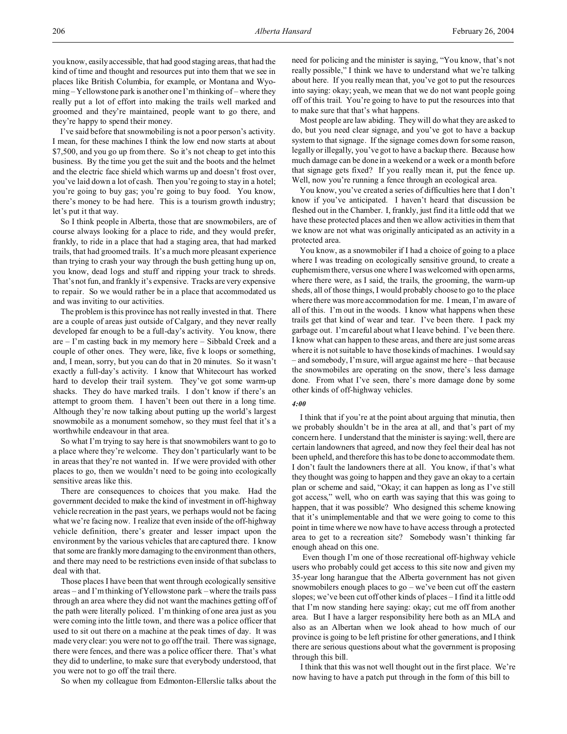you know, easily accessible, that had good staging areas, that had the kind of time and thought and resources put into them that we see in places like British Columbia, for example, or Montana and Wyoming – Yellowstone park is another one I'm thinking of – where they really put a lot of effort into making the trails well marked and groomed and they're maintained, people want to go there, and they're happy to spend their money.

I've said before that snowmobiling is not a poor person's activity. I mean, for these machines I think the low end now starts at about $7,500, and you go up from there. So it's not cheap to get into this business. By the time you get the suit and the boots and the helmet and the electric face shield which warms up and doesn't frost over, you've laid down a lot of cash. Then you're going to stay in a hotel; you're going to buy gas; you're going to buy food. You know, there's money to be had here. This is a tourism growth industry; let's put it that way.

So I think people in Alberta, those that are snowmobilers, are of course always looking for a place to ride, and they would prefer, frankly, to ride in a place that had a staging area, that had marked trails, that had groomed trails. It's a much more pleasant experience than trying to crash your way through the bush getting hung up on, you know, dead logs and stuff and ripping your track to shreds. That's not fun, and frankly it's expensive. Tracks are very expensive to repair. So we would rather be in a place that accommodated us and was inviting to our activities.

The problem is this province has not really invested in that. There are a couple of areas just outside of Calgary, and they never really developed far enough to be a full-day's activity. You know, there are – I'm casting back in my memory here – Sibbald Creek and a couple of other ones. They were, like, five k loops or something, and, I mean, sorry, but you can do that in 20 minutes. So it wasn't exactly a full-day's activity. I know that Whitecourt has worked hard to develop their trail system. They've got some warm-up shacks. They do have marked trails. I don't know if there's an attempt to groom them. I haven't been out there in a long time. Although they're now talking about putting up the world's largest snowmobile as a monument somehow, so they must feel that it's a worthwhile endeavour in that area.

So what I'm trying to say here is that snowmobilers want to go to a place where they're welcome. They don't particularly want to be in areas that they're not wanted in. If we were provided with other places to go, then we wouldn't need to be going into ecologically sensitive areas like this.

There are consequences to choices that you make. Had the government decided to make the kind of investment in off-highway vehicle recreation in the past years, we perhaps would not be facing what we're facing now. I realize that even inside of the off-highway vehicle definition, there's greater and lesser impact upon the environment by the various vehicles that are captured there. I know that some are frankly more damaging to the environment than others, and there may need to be restrictions even inside of that subclass to deal with that.

Those places I have been that went through ecologically sensitive areas – and I'm thinking of Yellowstone park – where the trails pass through an area where they did not want the machines getting off of the path were literally policed. I'm thinking of one area just as you were coming into the little town, and there was a police officer that used to sit out there on a machine at the peak times of day. It was made very clear: you were not to go off the trail. There was signage, there were fences, and there was a police officer there. That's what they did to underline, to make sure that everybody understood, that you were not to go off the trail there.

So when my colleague from Edmonton-Ellerslie talks about the need for policing and the minister is saying, "You know, that's not really possible," I think we have to understand what we're talking about here. If you really mean that, you've got to put the resources into saying: okay; yeah, we mean that we do not want people going off of this trail. You're going to have to put the resources into that to make sure that that's what happens.

Most people are law abiding. They will do what they are asked to do, but you need clear signage, and you've got to have a backup system to that signage. If the signage comes down for some reason, legally or illegally, you've got to have a backup there. Because how much damage can be done in a weekend or a week or a month before that signage gets fixed? If you really mean it, put the fence up. Well, now you're running a fence through an ecological area.

You know, you've created a series of difficulties here that I don't know if you've anticipated. I haven't heard that discussion be fleshed out in the Chamber. I, frankly, just find it a little odd that we have these protected places and then we allow activities in them that we know are not what was originally anticipated as an activity in a protected area.

You know, as a snowmobiler if I had a choice of going to a place where I was treading on ecologically sensitive ground, to create a euphemism there, versus one where I was welcomed with open arms, where there were, as I said, the trails, the grooming, the warm-up sheds, all of those things, I would probably choose to go to the place where there was more accommodation for me. I mean, I'm aware of all of this. I'm out in the woods. I know what happens when these trails get that kind of wear and tear. I've been there. I pack my garbage out. I'm careful about what I leave behind. I've been there. I know what can happen to these areas, and there are just some areas where it is not suitable to have those kinds of machines. I would say – and somebody, I'm sure, will argue against me here – that because the snowmobiles are operating on the snow, there's less damage done. From what I've seen, there's more damage done by some other kinds of off-highway vehicles.

*4:00*

I think that if you're at the point about arguing that minutia, then we probably shouldn't be in the area at all, and that's part of my concern here. I understand that the minister is saying: well, there are certain landowners that agreed, and now they feel their deal has not been upheld, and therefore this has to be done to accommodate them. I don't fault the landowners there at all. You know, if that's what they thought was going to happen and they gave an okay to a certain plan or scheme and said, "Okay; it can happen as long as I've still got access," well, who on earth was saying that this was going to happen, that it was possible? Who designed this scheme knowing that it's unimplementable and that we were going to come to this point in time where we now have to have access through a protected area to get to a recreation site? Somebody wasn't thinking far enough ahead on this one.

Even though I'm one of those recreational off-highway vehicle users who probably could get access to this site now and given my 35-year long harangue that the Alberta government has not given snowmobilers enough places to go – we've been cut off the eastern slopes; we've been cut off other kinds of places – I find it a little odd that I'm now standing here saying: okay; cut me off from another area. But I have a larger responsibility here both as an MLA and also as an Albertan when we look ahead to how much of our province is going to be left pristine for other generations, and I think there are serious questions about what the government is proposing through this bill.

I think that this was not well thought out in the first place. We're now having to have a patch put through in the form of this bill to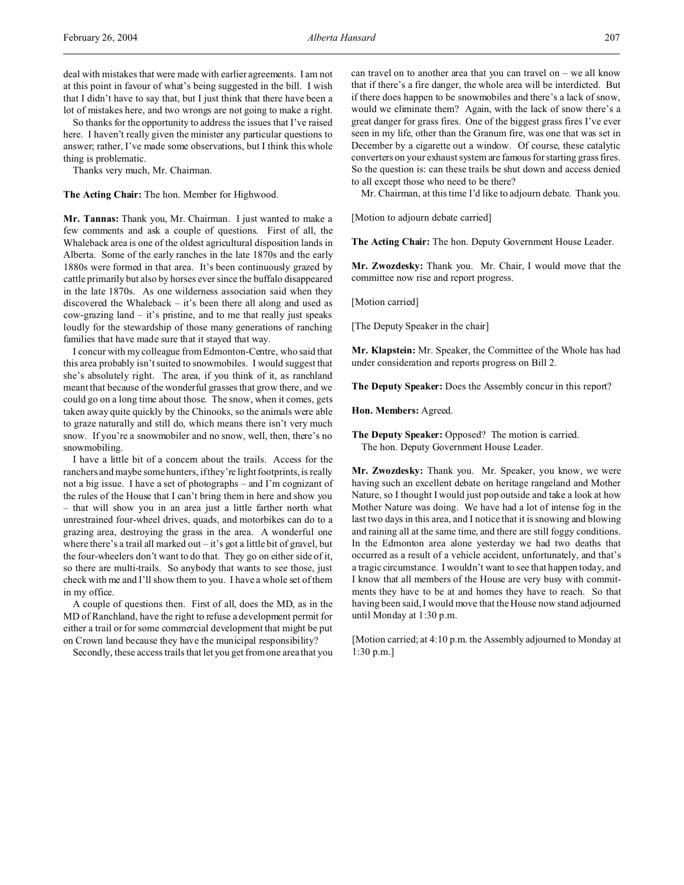deal with mistakes that were made with earlier agreements. I am not at this point in favour of what's being suggested in the bill. I wish that I didn't have to say that, but I just think that there have been a lot of mistakes here, and two wrongs are not going to make a right.

So thanks for the opportunity to address the issues that I've raised here. I haven't really given the minister any particular questions to answer; rather, I've made some observations, but I think this whole thing is problematic.

Thanks very much, Mr. Chairman.

**The Acting Chair:** The hon. Member for Highwood.

**Mr. Tannas:** Thank you, Mr. Chairman. I just wanted to make a few comments and ask a couple of questions. First of all, the Whaleback area is one of the oldest agricultural disposition lands in Alberta. Some of the early ranches in the late 1870s and the early 1880s were formed in that area. It's been continuously grazed by cattle primarily but also by horses ever since the buffalo disappeared in the late 1870s. As one wilderness association said when they discovered the Whaleback – it's been there all along and used as cow-grazing land – it's pristine, and to me that really just speaks loudly for the stewardship of those many generations of ranching families that have made sure that it stayed that way.

I concur with my colleague from Edmonton-Centre, who said that this area probably isn't suited to snowmobiles. I would suggest that she's absolutely right. The area, if you think of it, as ranchland meant that because of the wonderful grasses that grow there, and we could go on a long time about those. The snow, when it comes, gets taken away quite quickly by the Chinooks, so the animals were able to graze naturally and still do, which means there isn't very much snow. If you're a snowmobiler and no snow, well, then, there's no snowmobiling.

I have a little bit of a concern about the trails. Access for the ranchers and maybe some hunters, if they're light footprints, is really not a big issue. I have a set of photographs – and I'm cognizant of the rules of the House that I can't bring them in here and show you – that will show you in an area just a little farther north what unrestrained four-wheel drives, quads, and motorbikes can do to a grazing area, destroying the grass in the area. A wonderful one where there's a trail all marked out – it's got a little bit of gravel, but the four-wheelers don't want to do that. They go on either side of it, so there are multi-trails. So anybody that wants to see those, just check with me and I'll show them to you. I have a whole set of them in my office.

A couple of questions then. First of all, does the MD, as in the MD of Ranchland, have the right to refuse a development permit for either a trail or for some commercial development that might be put on Crown land because they have the municipal responsibility?

Secondly, these access trails that let you get from one area that you can travel on to another area that you can travel on – we all know that if there's a fire danger, the whole area will be interdicted. But if there does happen to be snowmobiles and there's a lack of snow, would we eliminate them? Again, with the lack of snow there's a great danger for grass fires. One of the biggest grass fires I've ever seen in my life, other than the Granum fire, was one that was set in December by a cigarette out a window. Of course, these catalytic converters on your exhaust system are famous for starting grass fires. So the question is: can these trails be shut down and access denied to all except those who need to be there?

Mr. Chairman, at this time I'd like to adjourn debate. Thank you.

[Motion to adjourn debate carried]

**The Acting Chair:** The hon. Deputy Government House Leader.

**Mr. Zwozdesky:** Thank you. Mr. Chair, I would move that the committee now rise and report progress.

[Motion carried]

[The Deputy Speaker in the chair]

**Mr. Klapstein:** Mr. Speaker, the Committee of the Whole has had under consideration and reports progress on Bill 2.

**The Deputy Speaker:** Does the Assembly concur in this report?

**Hon. Members:** Agreed.

**The Deputy Speaker:** Opposed? The motion is carried.
The hon. Deputy Government House Leader.

**Mr. Zwozdesky:** Thank you. Mr. Speaker, you know, we were having such an excellent debate on heritage rangeland and Mother Nature, so I thought I would just pop outside and take a look at how Mother Nature was doing. We have had a lot of intense fog in the last two days in this area, and I notice that it is snowing and blowing and raining all at the same time, and there are still foggy conditions. In the Edmonton area alone yesterday we had two deaths that occurred as a result of a vehicle accident, unfortunately, and that's a tragic circumstance. I wouldn't want to see that happen today, and I know that all members of the House are very busy with commitments they have to be at and homes they have to reach. So that having been said, I would move that the House now stand adjourned until Monday at 1:30 p.m.

[Motion carried; at 4:10 p.m. the Assembly adjourned to Monday at 1:30 p.m.]